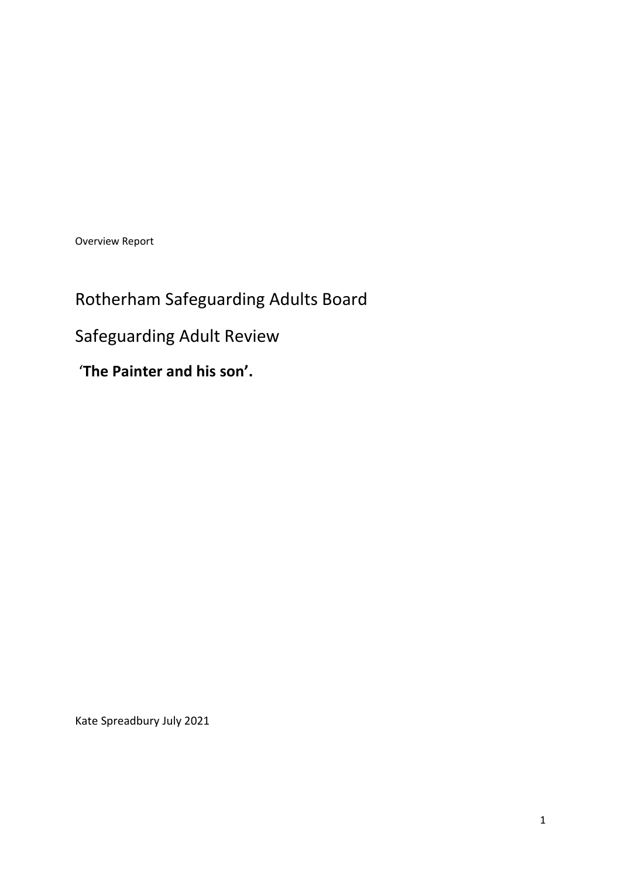Overview Report

# Rotherham Safeguarding Adults Board

## Safeguarding Adult Review

**'The Painter and his son'.**

Kate Spreadbury July 2021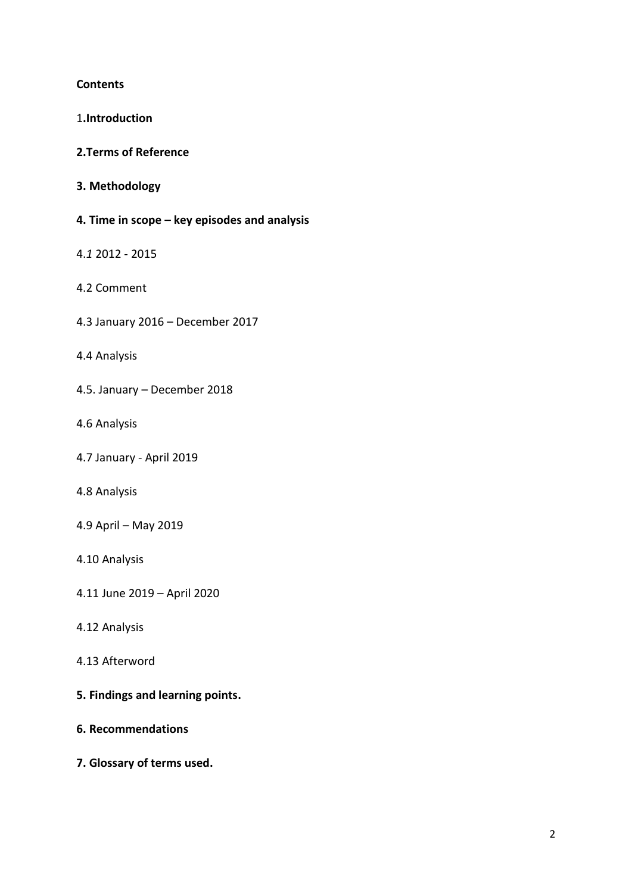**Contents**

1.**Introduction**

**2.Terms of Reference**

**3. Methodology**

**4. Time in scope – key episodes and analysis**

4.*1* 2012 - 2015

4.2 Comment

4.3 January 2016 – December 2017

4.4 Analysis

4.5. January – December 2018

4.6 Analysis

4.7 January - April 2019

4.8 Analysis

4.9 April – May 2019

4.10 Analysis

4.11 June 2019 – April 2020

4.12 Analysis

4.13 Afterword

**5. Findings and learning points.**

**6. Recommendations**

**7. Glossary of terms used.**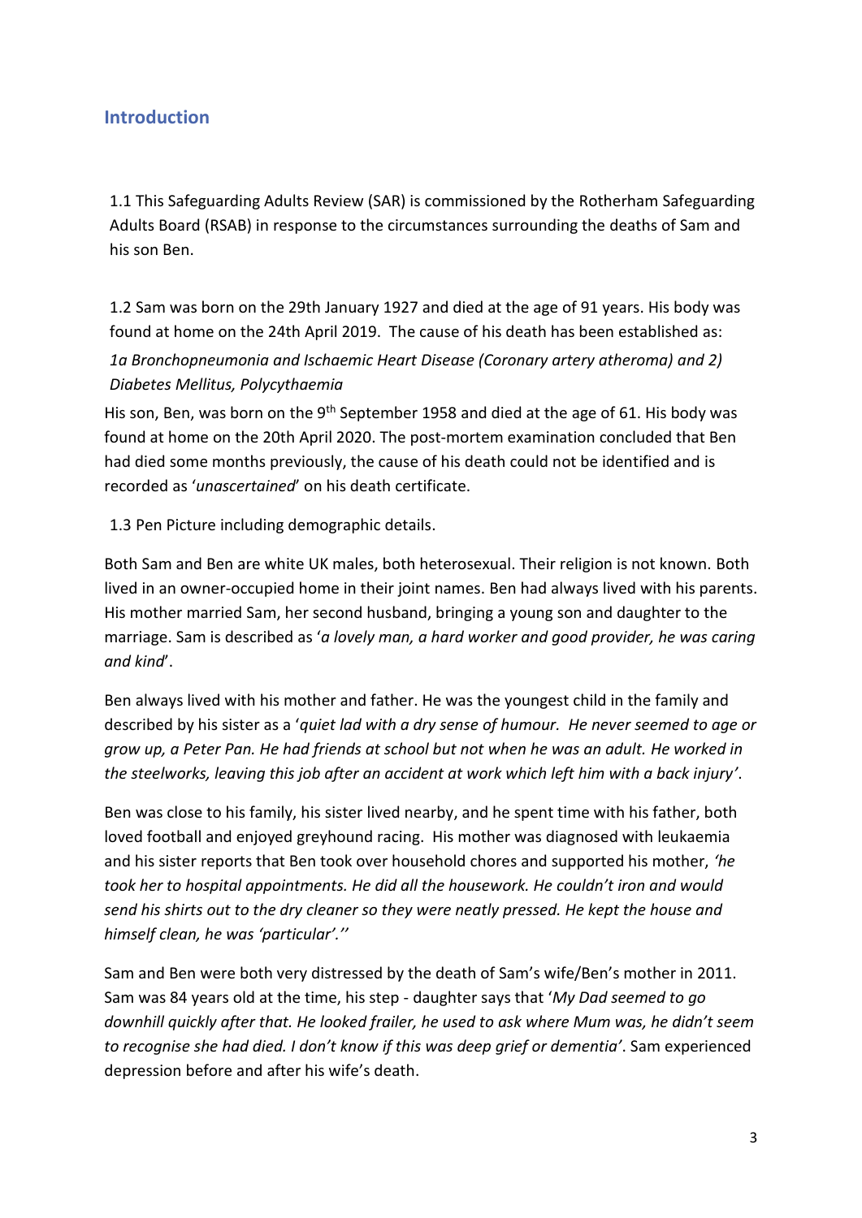## Introduction

1.1 This Safeguarding Adults Review (SAR) is commissioned by the Rotherham Safeguarding Adults Board (RSAB) in response to the circumstances surrounding the deaths of Sam and his son Ben.

1.2 Sam was born on the 29th January 1927 and died at the age of 91 years. His body was found at home on the 24th April 2019. The cause of his death has been established as: *1a Bronchopneumonia and Ischaemic Heart Disease (Coronary artery atheroma) and 2) Diabetes Mellitus, Polycythaemia*

His son, Ben, was born on the 9th September 1958 and died at the age of 61. His body was found at home on the 20th April 2020. The post-mortem examination concluded that Ben had died some months previously, the cause of his death could not be identified and is recorded as '*unascertained*' on his death certificate.

1.3 Pen Picture including demographic details.

Both Sam and Ben are white UK males, both heterosexual. Their religion is not known. Both lived in an owner-occupied home in their joint names. Ben had always lived with his parents. His mother married Sam, her second husband, bringing a young son and daughter to the marriage. Sam is described as '*a lovely man, a hard worker and good provider, he was caring and kind*'.

Ben always lived with his mother and father. He was the youngest child in the family and described by his sister as a '*quiet lad with a dry sense of humour. He never seemed to age or grow up, a Peter Pan. He had friends at school but not when he was an adult. He worked in the steelworks, leaving this job after an accident at work which left him with a back injury'*.

Ben was close to his family, his sister lived nearby, and he spent time with his father, both loved football and enjoyed greyhound racing. His mother was diagnosed with leukaemia and his sister reports that Ben took over household chores and supported his mother, *'he took her to hospital appointments. He did all the housework. He couldn't iron and would send his shirts out to the dry cleaner so they were neatly pressed. He kept the house and himself clean, he was 'particular'.''*

Sam and Ben were both very distressed by the death of Sam's wife/Ben's mother in 2011. Sam was 84 years old at the time, his step - daughter says that '*My Dad seemed to go downhill quickly after that. He looked frailer, he used to ask where Mum was, he didn't seem to recognise she had died. I don't know if this was deep grief or dementia'*. Sam experienced depression before and after his wife's death.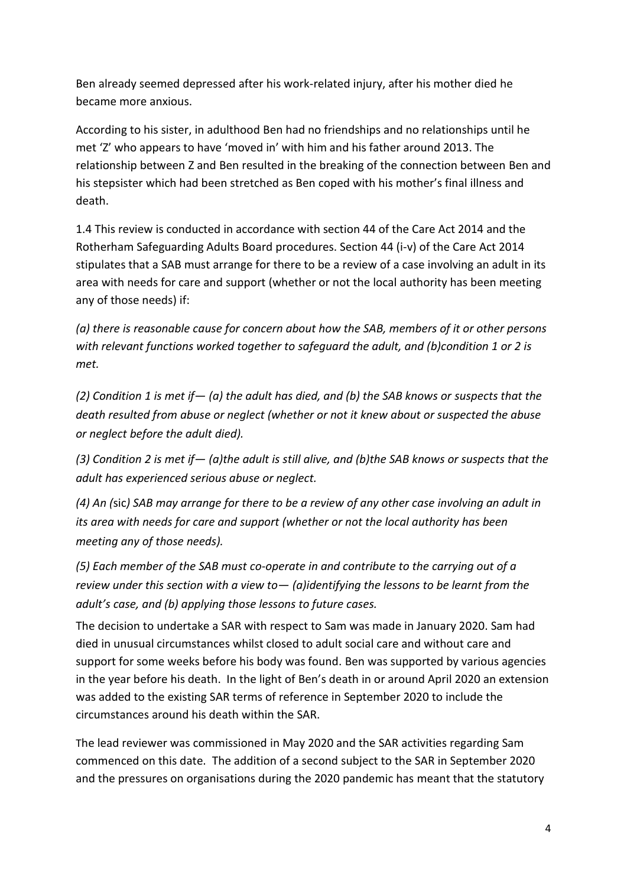Ben already seemed depressed after his work-related injury, after his mother died he became more anxious.

According to his sister, in adulthood Ben had no friendships and no relationships until he met 'Z' who appears to have 'moved in' with him and his father around 2013. The relationship between Z and Ben resulted in the breaking of the connection between Ben and his stepsister which had been stretched as Ben coped with his mother's final illness and death.

1.4 This review is conducted in accordance with section 44 of the Care Act 2014 and the Rotherham Safeguarding Adults Board procedures. Section 44 (i-v) of the Care Act 2014 stipulates that a SAB must arrange for there to be a review of a case involving an adult in its area with needs for care and support (whether or not the local authority has been meeting any of those needs) if:

*(a) there is reasonable cause for concern about how the SAB, members of it or other persons with relevant functions worked together to safeguard the adult, and (b)condition 1 or 2 is met.*

*(2) Condition 1 is met if— (a) the adult has died, and (b) the SAB knows or suspects that the death resulted from abuse or neglect (whether or not it knew about or suspected the abuse or neglect before the adult died).*

*(3) Condition 2 is met if— (a)the adult is still alive, and (b)the SAB knows or suspects that the adult has experienced serious abuse or neglect.*

*(4) An (*sic*) SAB may arrange for there to be a review of any other case involving an adult in its area with needs for care and support (whether or not the local authority has been meeting any of those needs).*

*(5) Each member of the SAB must co-operate in and contribute to the carrying out of a review under this section with a view to— (a)identifying the lessons to be learnt from the adult's case, and (b) applying those lessons to future cases.*

The decision to undertake a SAR with respect to Sam was made in January 2020. Sam had died in unusual circumstances whilst closed to adult social care and without care and support for some weeks before his body was found. Ben was supported by various agencies in the year before his death. In the light of Ben's death in or around April 2020 an extension was added to the existing SAR terms of reference in September 2020 to include the circumstances around his death within the SAR.

The lead reviewer was commissioned in May 2020 and the SAR activities regarding Sam commenced on this date. The addition of a second subject to the SAR in September 2020 and the pressures on organisations during the 2020 pandemic has meant that the statutory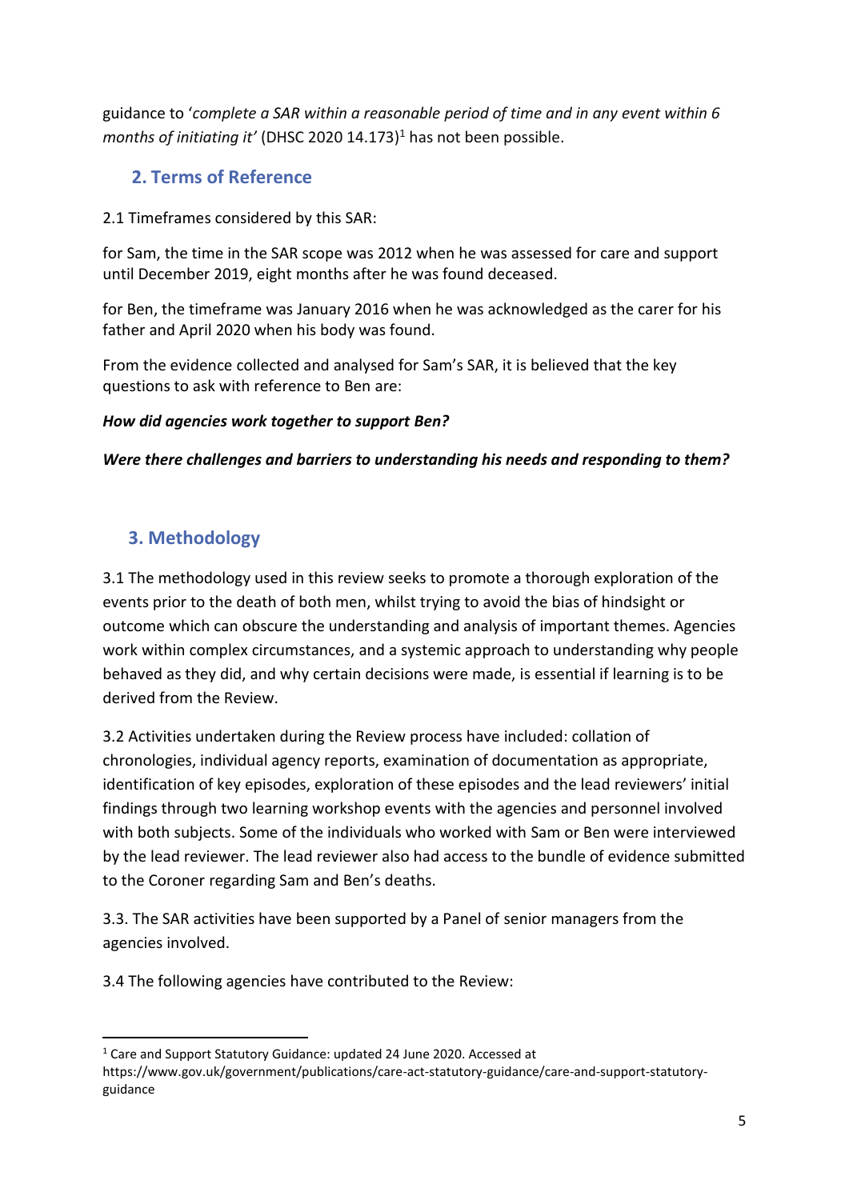guidance to '*complete a SAR within a reasonable period of time and in any event within 6 months of initiating it'* (DHSC 2020 14.173)[1] has not been possible.

## 2. Terms of Reference

2.1 Timeframes considered by this SAR:

for Sam, the time in the SAR scope was 2012 when he was assessed for care and support until December 2019, eight months after he was found deceased.

for Ben, the timeframe was January 2016 when he was acknowledged as the carer for his father and April 2020 when his body was found.

From the evidence collected and analysed for Sam's SAR, it is believed that the key questions to ask with reference to Ben are:

***How did agencies work together to support Ben?***

***Were there challenges and barriers to understanding his needs and responding to them?***

## 3. Methodology

3.1 The methodology used in this review seeks to promote a thorough exploration of the events prior to the death of both men, whilst trying to avoid the bias of hindsight or outcome which can obscure the understanding and analysis of important themes. Agencies work within complex circumstances, and a systemic approach to understanding why people behaved as they did, and why certain decisions were made, is essential if learning is to be derived from the Review.

3.2 Activities undertaken during the Review process have included: collation of chronologies, individual agency reports, examination of documentation as appropriate, identification of key episodes, exploration of these episodes and the lead reviewers' initial findings through two learning workshop events with the agencies and personnel involved with both subjects. Some of the individuals who worked with Sam or Ben were interviewed by the lead reviewer. The lead reviewer also had access to the bundle of evidence submitted to the Coroner regarding Sam and Ben's deaths.

3.3. The SAR activities have been supported by a Panel of senior managers from the agencies involved.

3.4 The following agencies have contributed to the Review:

---

[1] Care and Support Statutory Guidance: updated 24 June 2020. Accessed at https://www.gov.uk/government/publications/care-act-statutory-guidance/care-and-support-statutory-guidance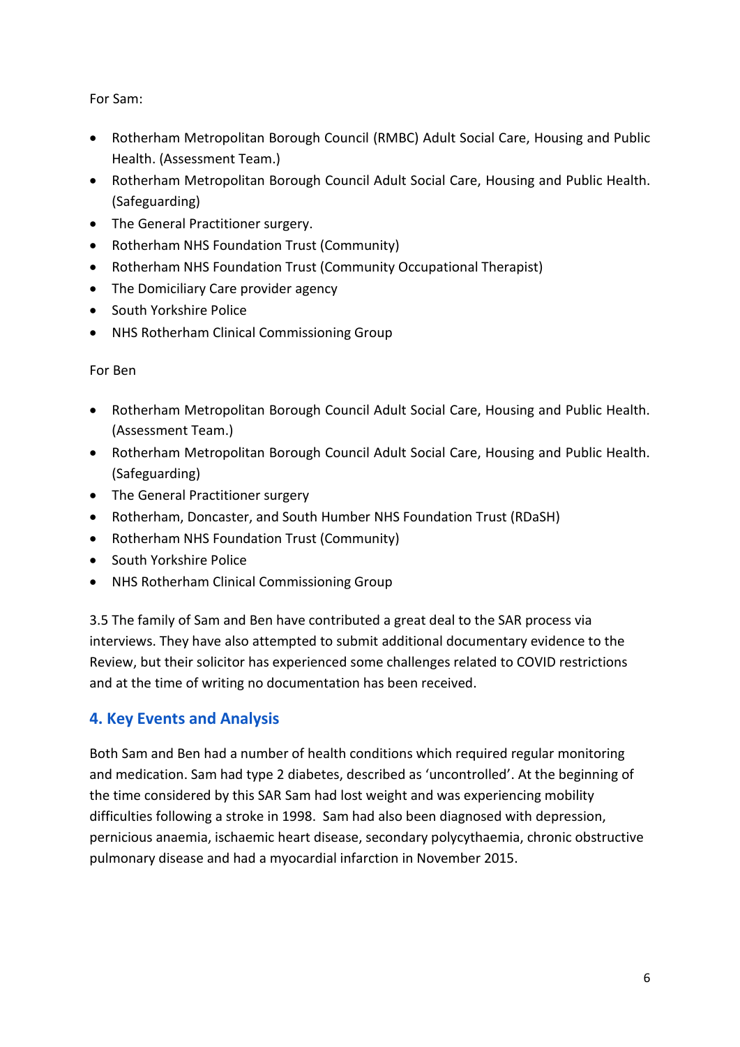For Sam:

- Rotherham Metropolitan Borough Council (RMBC) Adult Social Care, Housing and Public Health. (Assessment Team.)
- Rotherham Metropolitan Borough Council Adult Social Care, Housing and Public Health. (Safeguarding)
- The General Practitioner surgery.
- Rotherham NHS Foundation Trust (Community)
- Rotherham NHS Foundation Trust (Community Occupational Therapist)
- The Domiciliary Care provider agency
- South Yorkshire Police
- NHS Rotherham Clinical Commissioning Group

For Ben

- Rotherham Metropolitan Borough Council Adult Social Care, Housing and Public Health. (Assessment Team.)
- Rotherham Metropolitan Borough Council Adult Social Care, Housing and Public Health. (Safeguarding)
- The General Practitioner surgery
- Rotherham, Doncaster, and South Humber NHS Foundation Trust (RDaSH)
- Rotherham NHS Foundation Trust (Community)
- South Yorkshire Police
- NHS Rotherham Clinical Commissioning Group

3.5 The family of Sam and Ben have contributed a great deal to the SAR process via interviews. They have also attempted to submit additional documentary evidence to the Review, but their solicitor has experienced some challenges related to COVID restrictions and at the time of writing no documentation has been received.

## 4. Key Events and Analysis

Both Sam and Ben had a number of health conditions which required regular monitoring and medication. Sam had type 2 diabetes, described as 'uncontrolled'. At the beginning of the time considered by this SAR Sam had lost weight and was experiencing mobility difficulties following a stroke in 1998. Sam had also been diagnosed with depression, pernicious anaemia, ischaemic heart disease, secondary polycythaemia, chronic obstructive pulmonary disease and had a myocardial infarction in November 2015.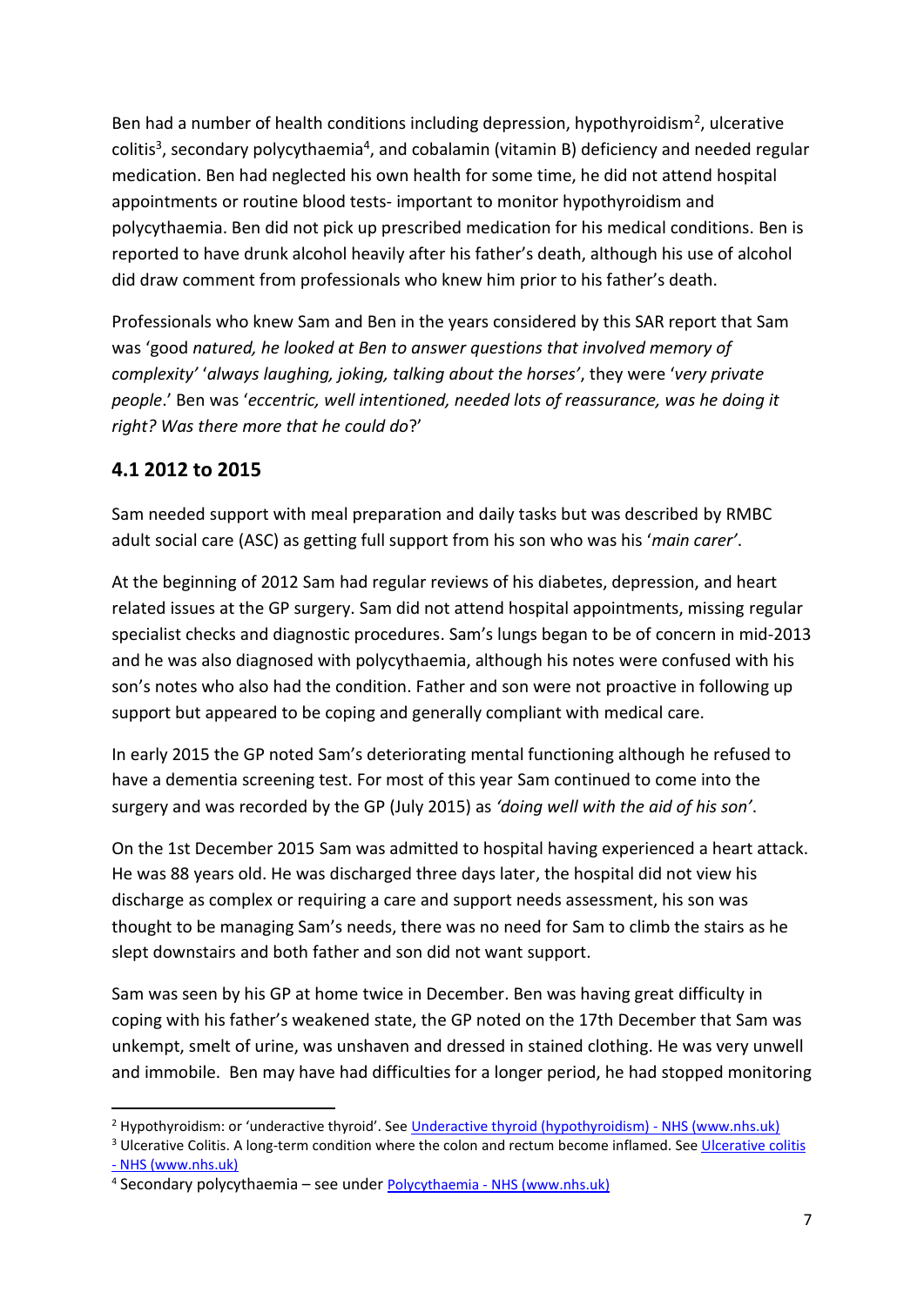Ben had a number of health conditions including depression, hypothyroidism[2], ulcerative colitis[3], secondary polycythaemia[4], and cobalamin (vitamin B) deficiency and needed regular medication. Ben had neglected his own health for some time, he did not attend hospital appointments or routine blood tests- important to monitor hypothyroidism and polycythaemia. Ben did not pick up prescribed medication for his medical conditions. Ben is reported to have drunk alcohol heavily after his father's death, although his use of alcohol did draw comment from professionals who knew him prior to his father's death.

Professionals who knew Sam and Ben in the years considered by this SAR report that Sam was 'good *natured, he looked at Ben to answer questions that involved memory of complexity'* '*always laughing, joking, talking about the horses'*, they were '*very private people*.' Ben was '*eccentric, well intentioned, needed lots of reassurance, was he doing it right? Was there more that he could do*?'

## 4.1 2012 to 2015

Sam needed support with meal preparation and daily tasks but was described by RMBC adult social care (ASC) as getting full support from his son who was his '*main carer'*.

At the beginning of 2012 Sam had regular reviews of his diabetes, depression, and heart related issues at the GP surgery. Sam did not attend hospital appointments, missing regular specialist checks and diagnostic procedures. Sam's lungs began to be of concern in mid-2013 and he was also diagnosed with polycythaemia, although his notes were confused with his son's notes who also had the condition. Father and son were not proactive in following up support but appeared to be coping and generally compliant with medical care.

In early 2015 the GP noted Sam's deteriorating mental functioning although he refused to have a dementia screening test. For most of this year Sam continued to come into the surgery and was recorded by the GP (July 2015) as *'doing well with the aid of his son'*.

On the 1st December 2015 Sam was admitted to hospital having experienced a heart attack. He was 88 years old. He was discharged three days later, the hospital did not view his discharge as complex or requiring a care and support needs assessment, his son was thought to be managing Sam's needs, there was no need for Sam to climb the stairs as he slept downstairs and both father and son did not want support.

Sam was seen by his GP at home twice in December. Ben was having great difficulty in coping with his father's weakened state, the GP noted on the 17th December that Sam was unkempt, smelt of urine, was unshaven and dressed in stained clothing. He was very unwell and immobile. Ben may have had difficulties for a longer period, he had stopped monitoring

---

[2] Hypothyroidism: or 'underactive thyroid'. See Underactive thyroid (hypothyroidism) - NHS (www.nhs.uk)

[3] Ulcerative Colitis. A long-term condition where the colon and rectum become inflamed. See Ulcerative colitis - NHS (www.nhs.uk)

[4] Secondary polycythaemia – see under Polycythaemia - NHS (www.nhs.uk)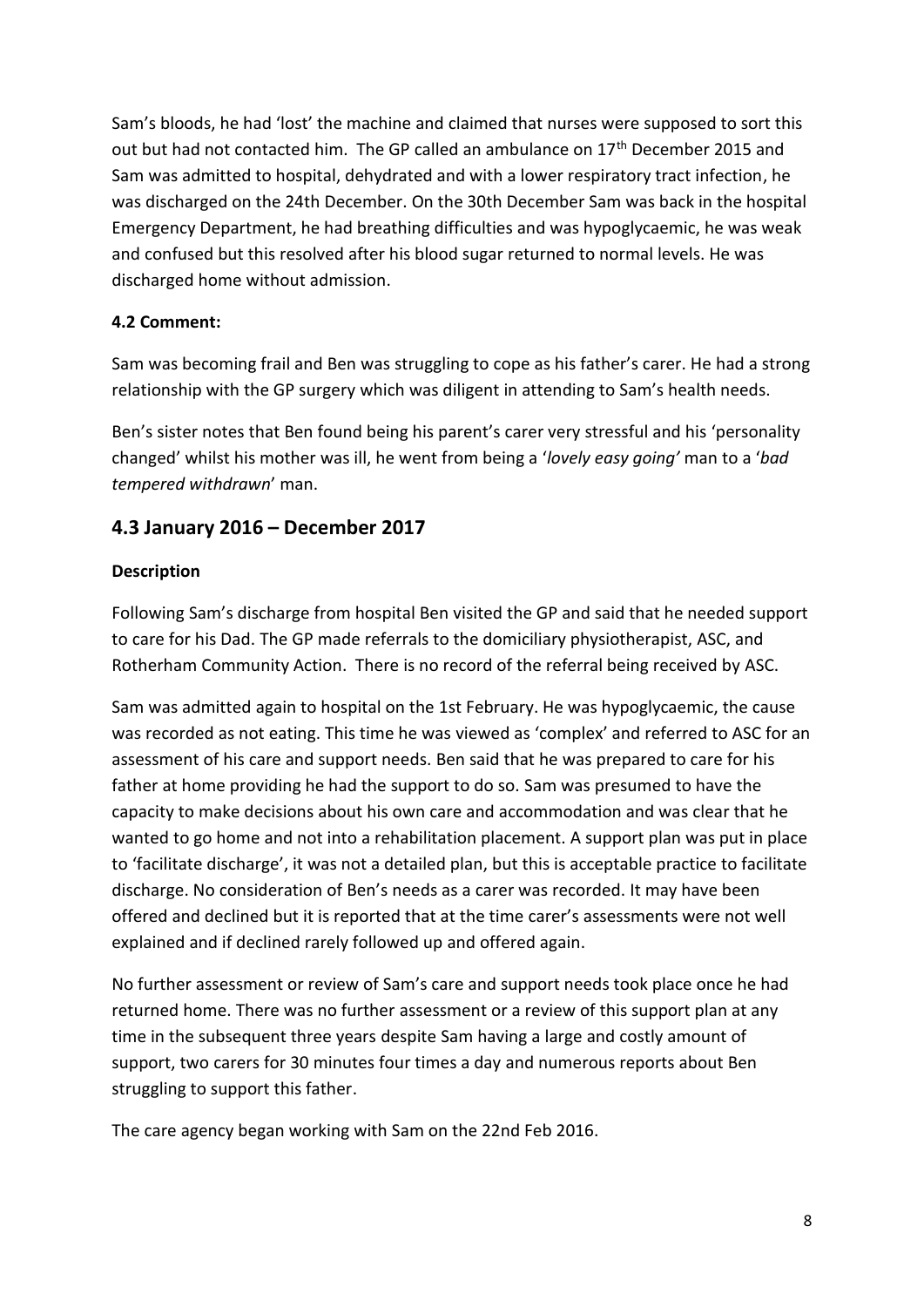Sam's bloods, he had 'lost' the machine and claimed that nurses were supposed to sort this out but had not contacted him. The GP called an ambulance on 17th December 2015 and Sam was admitted to hospital, dehydrated and with a lower respiratory tract infection, he was discharged on the 24th December. On the 30th December Sam was back in the hospital Emergency Department, he had breathing difficulties and was hypoglycaemic, he was weak and confused but this resolved after his blood sugar returned to normal levels. He was discharged home without admission.

**4.2 Comment:**

Sam was becoming frail and Ben was struggling to cope as his father's carer. He had a strong relationship with the GP surgery which was diligent in attending to Sam's health needs.

Ben's sister notes that Ben found being his parent's carer very stressful and his 'personality changed' whilst his mother was ill, he went from being a '*lovely easy going'* man to a '*bad tempered withdrawn*' man.

## 4.3 January 2016 – December 2017

**Description**

Following Sam's discharge from hospital Ben visited the GP and said that he needed support to care for his Dad. The GP made referrals to the domiciliary physiotherapist, ASC, and Rotherham Community Action. There is no record of the referral being received by ASC.

Sam was admitted again to hospital on the 1st February. He was hypoglycaemic, the cause was recorded as not eating. This time he was viewed as 'complex' and referred to ASC for an assessment of his care and support needs. Ben said that he was prepared to care for his father at home providing he had the support to do so. Sam was presumed to have the capacity to make decisions about his own care and accommodation and was clear that he wanted to go home and not into a rehabilitation placement. A support plan was put in place to 'facilitate discharge', it was not a detailed plan, but this is acceptable practice to facilitate discharge. No consideration of Ben's needs as a carer was recorded. It may have been offered and declined but it is reported that at the time carer's assessments were not well explained and if declined rarely followed up and offered again.

No further assessment or review of Sam's care and support needs took place once he had returned home. There was no further assessment or a review of this support plan at any time in the subsequent three years despite Sam having a large and costly amount of support, two carers for 30 minutes four times a day and numerous reports about Ben struggling to support this father.

The care agency began working with Sam on the 22nd Feb 2016.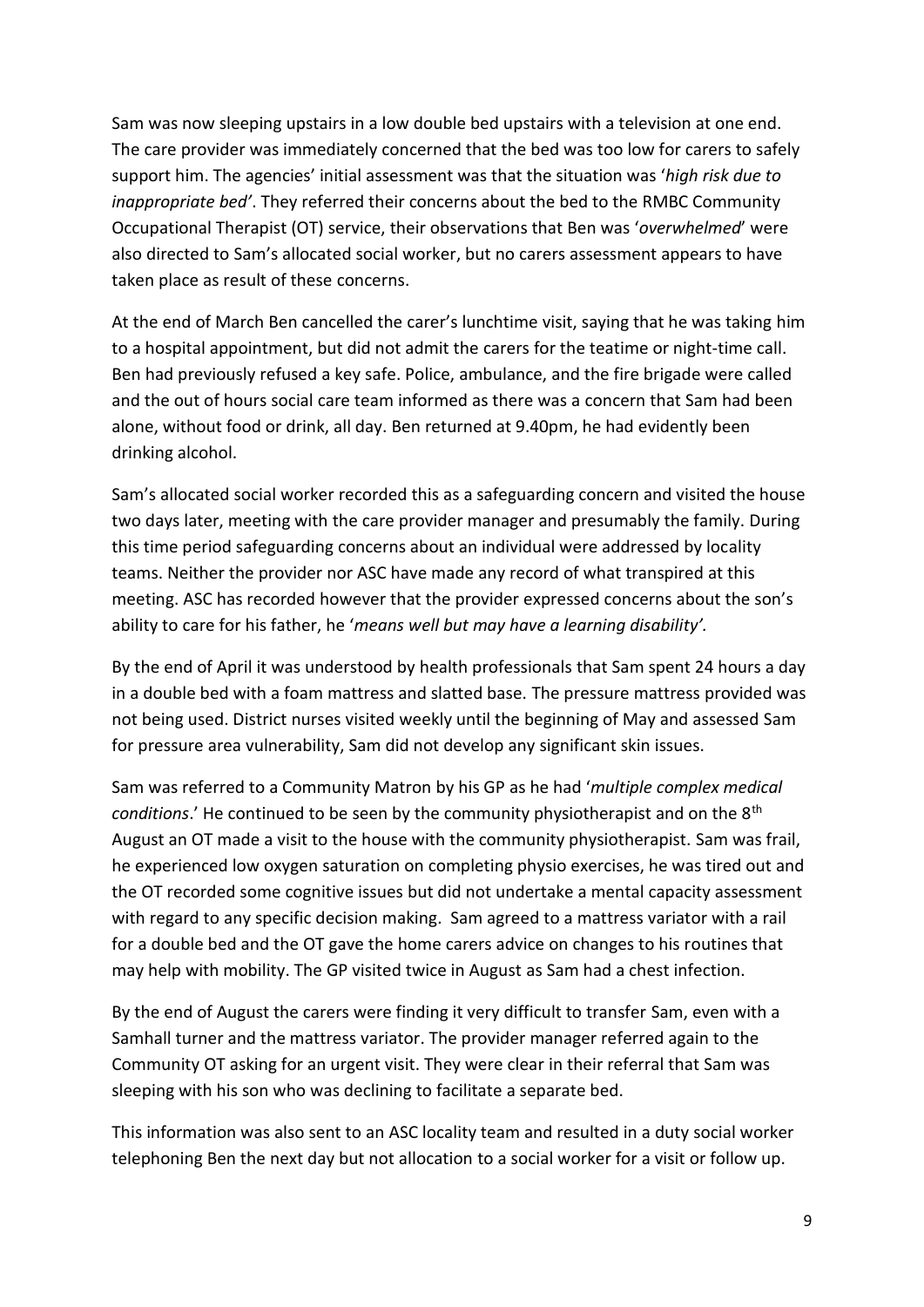Sam was now sleeping upstairs in a low double bed upstairs with a television at one end. The care provider was immediately concerned that the bed was too low for carers to safely support him. The agencies' initial assessment was that the situation was '*high risk due to inappropriate bed'*. They referred their concerns about the bed to the RMBC Community Occupational Therapist (OT) service, their observations that Ben was '*overwhelmed*' were also directed to Sam's allocated social worker, but no carers assessment appears to have taken place as result of these concerns.

At the end of March Ben cancelled the carer's lunchtime visit, saying that he was taking him to a hospital appointment, but did not admit the carers for the teatime or night-time call. Ben had previously refused a key safe. Police, ambulance, and the fire brigade were called and the out of hours social care team informed as there was a concern that Sam had been alone, without food or drink, all day. Ben returned at 9.40pm, he had evidently been drinking alcohol.

Sam's allocated social worker recorded this as a safeguarding concern and visited the house two days later, meeting with the care provider manager and presumably the family. During this time period safeguarding concerns about an individual were addressed by locality teams. Neither the provider nor ASC have made any record of what transpired at this meeting. ASC has recorded however that the provider expressed concerns about the son's ability to care for his father, he '*means well but may have a learning disability'.*

By the end of April it was understood by health professionals that Sam spent 24 hours a day in a double bed with a foam mattress and slatted base. The pressure mattress provided was not being used. District nurses visited weekly until the beginning of May and assessed Sam for pressure area vulnerability, Sam did not develop any significant skin issues.

Sam was referred to a Community Matron by his GP as he had '*multiple complex medical conditions*.' He continued to be seen by the community physiotherapist and on the 8th August an OT made a visit to the house with the community physiotherapist. Sam was frail, he experienced low oxygen saturation on completing physio exercises, he was tired out and the OT recorded some cognitive issues but did not undertake a mental capacity assessment with regard to any specific decision making. Sam agreed to a mattress variator with a rail for a double bed and the OT gave the home carers advice on changes to his routines that may help with mobility. The GP visited twice in August as Sam had a chest infection.

By the end of August the carers were finding it very difficult to transfer Sam, even with a Samhall turner and the mattress variator. The provider manager referred again to the Community OT asking for an urgent visit. They were clear in their referral that Sam was sleeping with his son who was declining to facilitate a separate bed.

This information was also sent to an ASC locality team and resulted in a duty social worker telephoning Ben the next day but not allocation to a social worker for a visit or follow up.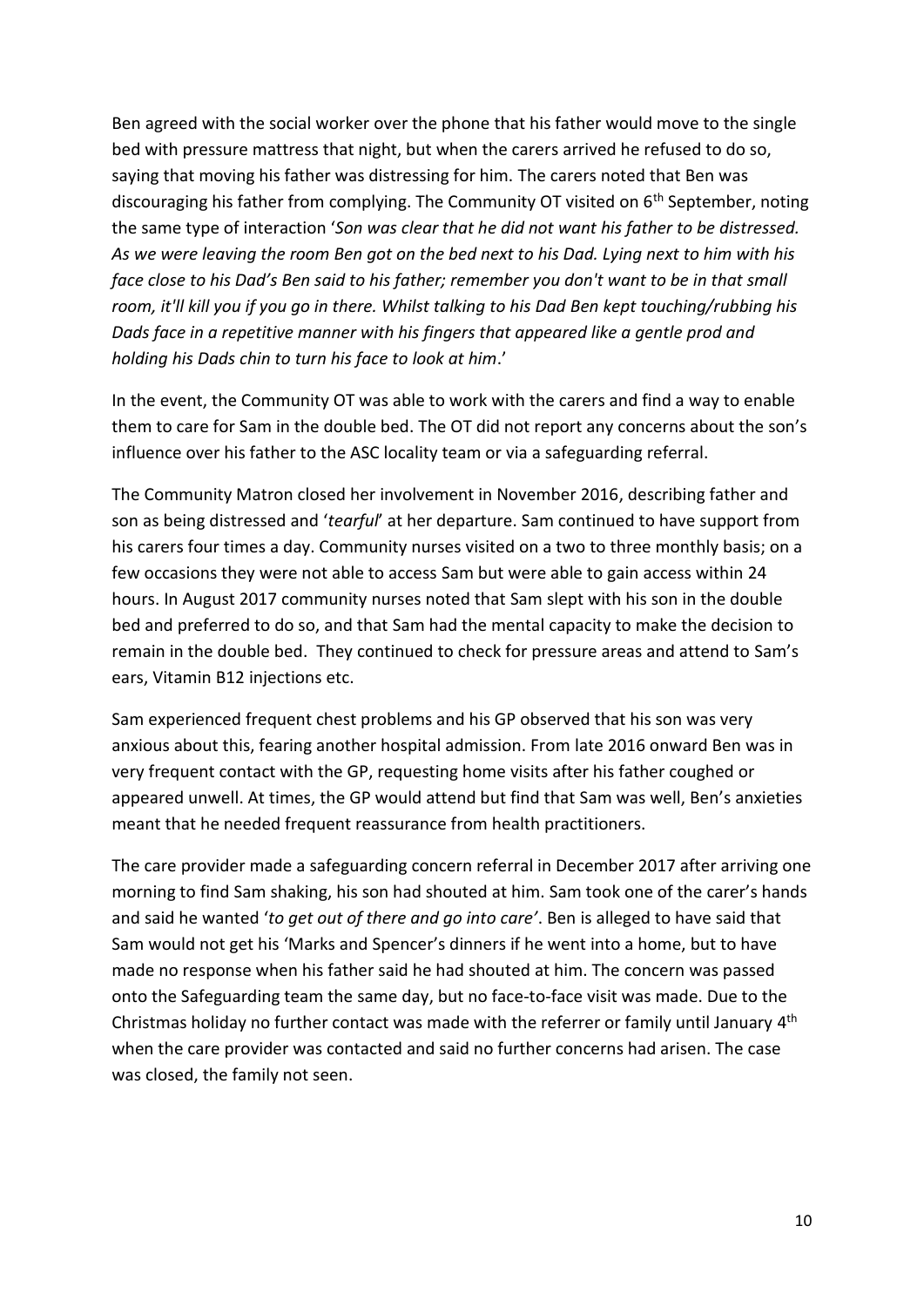Ben agreed with the social worker over the phone that his father would move to the single bed with pressure mattress that night, but when the carers arrived he refused to do so, saying that moving his father was distressing for him. The carers noted that Ben was discouraging his father from complying. The Community OT visited on 6th September, noting the same type of interaction '*Son was clear that he did not want his father to be distressed. As we were leaving the room Ben got on the bed next to his Dad. Lying next to him with his face close to his Dad's Ben said to his father; remember you don't want to be in that small room, it'll kill you if you go in there. Whilst talking to his Dad Ben kept touching/rubbing his Dads face in a repetitive manner with his fingers that appeared like a gentle prod and holding his Dads chin to turn his face to look at him*.'

In the event, the Community OT was able to work with the carers and find a way to enable them to care for Sam in the double bed. The OT did not report any concerns about the son's influence over his father to the ASC locality team or via a safeguarding referral.

The Community Matron closed her involvement in November 2016, describing father and son as being distressed and '*tearful*' at her departure. Sam continued to have support from his carers four times a day. Community nurses visited on a two to three monthly basis; on a few occasions they were not able to access Sam but were able to gain access within 24 hours. In August 2017 community nurses noted that Sam slept with his son in the double bed and preferred to do so, and that Sam had the mental capacity to make the decision to remain in the double bed. They continued to check for pressure areas and attend to Sam's ears, Vitamin B12 injections etc.

Sam experienced frequent chest problems and his GP observed that his son was very anxious about this, fearing another hospital admission. From late 2016 onward Ben was in very frequent contact with the GP, requesting home visits after his father coughed or appeared unwell. At times, the GP would attend but find that Sam was well, Ben's anxieties meant that he needed frequent reassurance from health practitioners.

The care provider made a safeguarding concern referral in December 2017 after arriving one morning to find Sam shaking, his son had shouted at him. Sam took one of the carer's hands and said he wanted '*to get out of there and go into care'*. Ben is alleged to have said that Sam would not get his 'Marks and Spencer's dinners if he went into a home, but to have made no response when his father said he had shouted at him. The concern was passed onto the Safeguarding team the same day, but no face-to-face visit was made. Due to the Christmas holiday no further contact was made with the referrer or family until January 4th when the care provider was contacted and said no further concerns had arisen. The case was closed, the family not seen.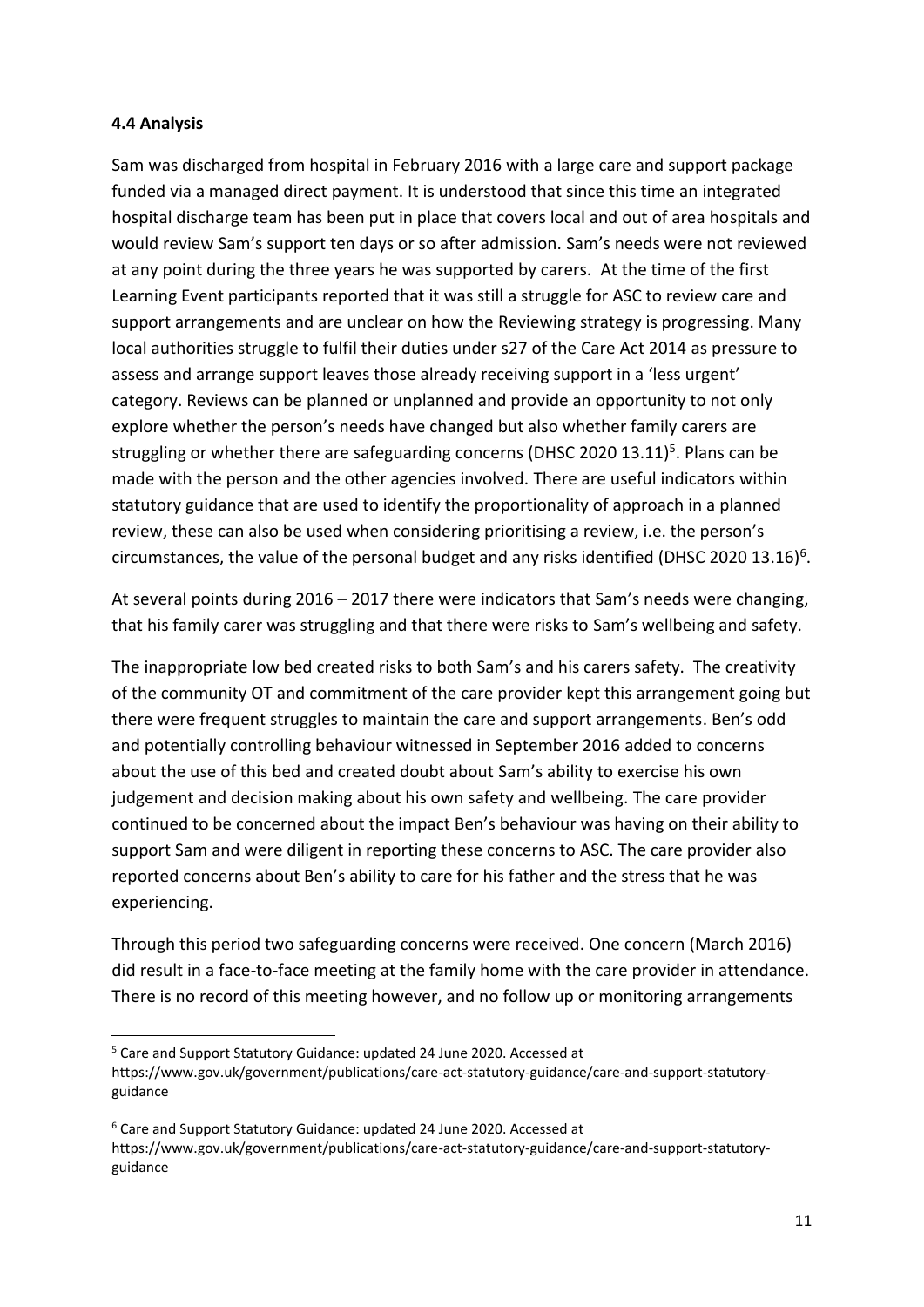### 4.4 Analysis

Sam was discharged from hospital in February 2016 with a large care and support package funded via a managed direct payment. It is understood that since this time an integrated hospital discharge team has been put in place that covers local and out of area hospitals and would review Sam's support ten days or so after admission. Sam's needs were not reviewed at any point during the three years he was supported by carers. At the time of the first Learning Event participants reported that it was still a struggle for ASC to review care and support arrangements and are unclear on how the Reviewing strategy is progressing. Many local authorities struggle to fulfil their duties under s27 of the Care Act 2014 as pressure to assess and arrange support leaves those already receiving support in a 'less urgent' category. Reviews can be planned or unplanned and provide an opportunity to not only explore whether the person's needs have changed but also whether family carers are struggling or whether there are safeguarding concerns (DHSC 2020 13.11)[5]. Plans can be made with the person and the other agencies involved. There are useful indicators within statutory guidance that are used to identify the proportionality of approach in a planned review, these can also be used when considering prioritising a review, i.e. the person's circumstances, the value of the personal budget and any risks identified (DHSC 2020 13.16)[6].

At several points during 2016 – 2017 there were indicators that Sam's needs were changing, that his family carer was struggling and that there were risks to Sam's wellbeing and safety.

The inappropriate low bed created risks to both Sam's and his carers safety. The creativity of the community OT and commitment of the care provider kept this arrangement going but there were frequent struggles to maintain the care and support arrangements. Ben's odd and potentially controlling behaviour witnessed in September 2016 added to concerns about the use of this bed and created doubt about Sam's ability to exercise his own judgement and decision making about his own safety and wellbeing. The care provider continued to be concerned about the impact Ben's behaviour was having on their ability to support Sam and were diligent in reporting these concerns to ASC. The care provider also reported concerns about Ben's ability to care for his father and the stress that he was experiencing.

Through this period two safeguarding concerns were received. One concern (March 2016) did result in a face-to-face meeting at the family home with the care provider in attendance. There is no record of this meeting however, and no follow up or monitoring arrangements

---

[5] Care and Support Statutory Guidance: updated 24 June 2020. Accessed at https://www.gov.uk/government/publications/care-act-statutory-guidance/care-and-support-statutory-guidance

[6] Care and Support Statutory Guidance: updated 24 June 2020. Accessed at https://www.gov.uk/government/publications/care-act-statutory-guidance/care-and-support-statutory-guidance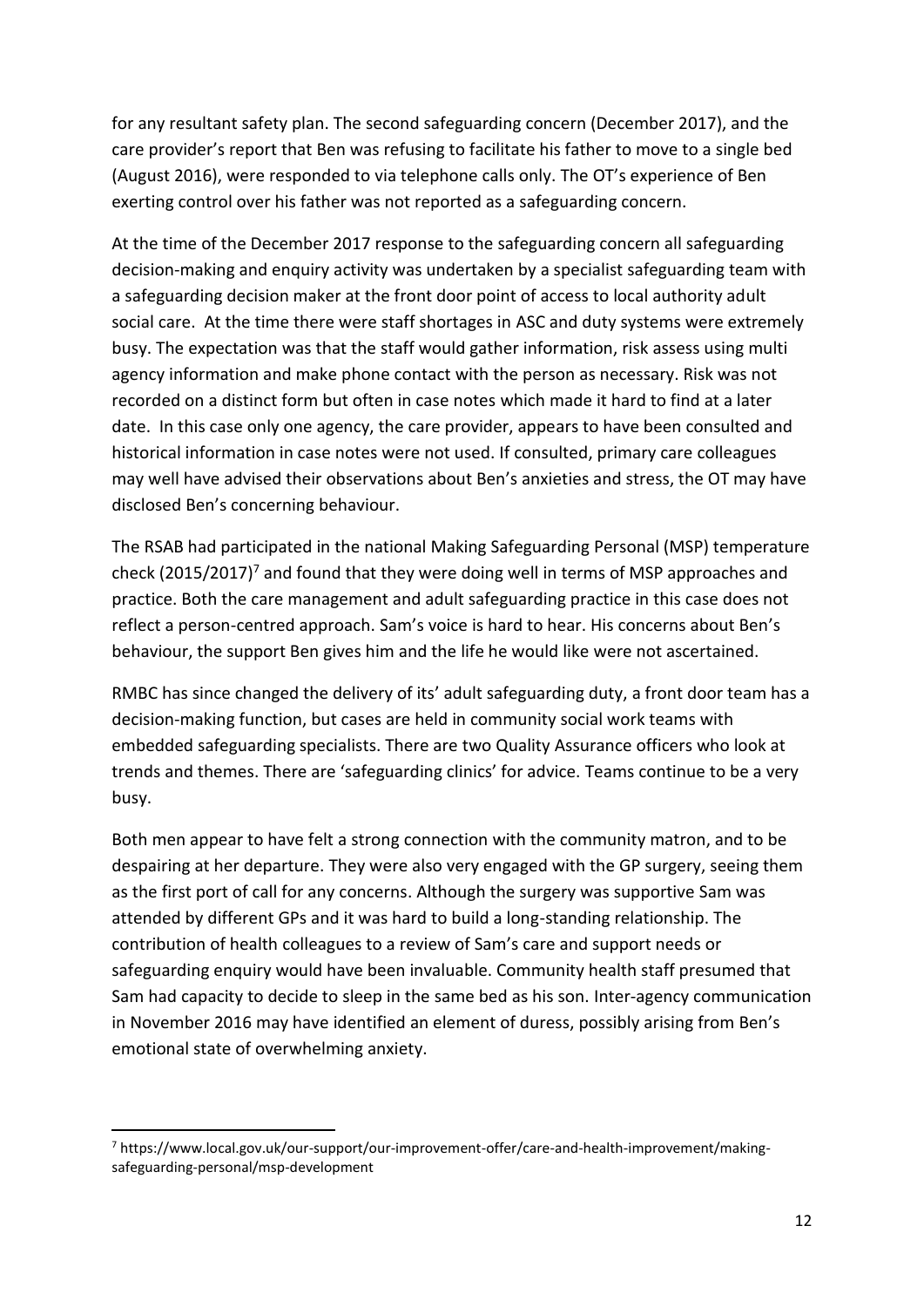for any resultant safety plan. The second safeguarding concern (December 2017), and the care provider's report that Ben was refusing to facilitate his father to move to a single bed (August 2016), were responded to via telephone calls only. The OT's experience of Ben exerting control over his father was not reported as a safeguarding concern.

At the time of the December 2017 response to the safeguarding concern all safeguarding decision-making and enquiry activity was undertaken by a specialist safeguarding team with a safeguarding decision maker at the front door point of access to local authority adult social care. At the time there were staff shortages in ASC and duty systems were extremely busy. The expectation was that the staff would gather information, risk assess using multi agency information and make phone contact with the person as necessary. Risk was not recorded on a distinct form but often in case notes which made it hard to find at a later date. In this case only one agency, the care provider, appears to have been consulted and historical information in case notes were not used. If consulted, primary care colleagues may well have advised their observations about Ben's anxieties and stress, the OT may have disclosed Ben's concerning behaviour.

The RSAB had participated in the national Making Safeguarding Personal (MSP) temperature check (2015/2017)[7] and found that they were doing well in terms of MSP approaches and practice. Both the care management and adult safeguarding practice in this case does not reflect a person-centred approach. Sam's voice is hard to hear. His concerns about Ben's behaviour, the support Ben gives him and the life he would like were not ascertained.

RMBC has since changed the delivery of its' adult safeguarding duty, a front door team has a decision-making function, but cases are held in community social work teams with embedded safeguarding specialists. There are two Quality Assurance officers who look at trends and themes. There are 'safeguarding clinics' for advice. Teams continue to be a very busy.

Both men appear to have felt a strong connection with the community matron, and to be despairing at her departure. They were also very engaged with the GP surgery, seeing them as the first port of call for any concerns. Although the surgery was supportive Sam was attended by different GPs and it was hard to build a long-standing relationship. The contribution of health colleagues to a review of Sam's care and support needs or safeguarding enquiry would have been invaluable. Community health staff presumed that Sam had capacity to decide to sleep in the same bed as his son. Inter-agency communication in November 2016 may have identified an element of duress, possibly arising from Ben's emotional state of overwhelming anxiety.

---

[7] https://www.local.gov.uk/our-support/our-improvement-offer/care-and-health-improvement/making-safeguarding-personal/msp-development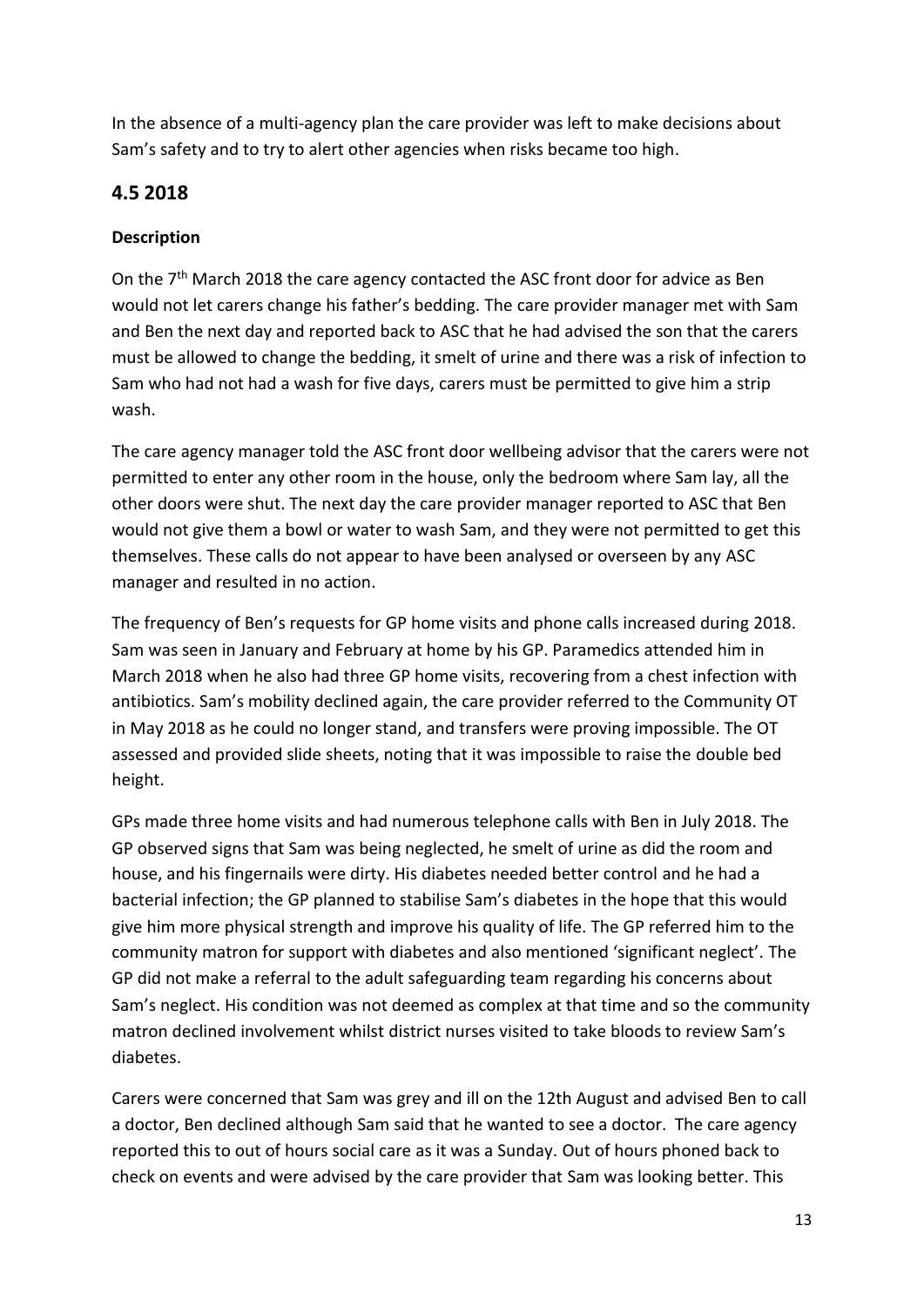In the absence of a multi-agency plan the care provider was left to make decisions about Sam's safety and to try to alert other agencies when risks became too high.

## 4.5 2018

### Description

On the 7th March 2018 the care agency contacted the ASC front door for advice as Ben would not let carers change his father's bedding. The care provider manager met with Sam and Ben the next day and reported back to ASC that he had advised the son that the carers must be allowed to change the bedding, it smelt of urine and there was a risk of infection to Sam who had not had a wash for five days, carers must be permitted to give him a strip wash.

The care agency manager told the ASC front door wellbeing advisor that the carers were not permitted to enter any other room in the house, only the bedroom where Sam lay, all the other doors were shut. The next day the care provider manager reported to ASC that Ben would not give them a bowl or water to wash Sam, and they were not permitted to get this themselves. These calls do not appear to have been analysed or overseen by any ASC manager and resulted in no action.

The frequency of Ben's requests for GP home visits and phone calls increased during 2018. Sam was seen in January and February at home by his GP. Paramedics attended him in March 2018 when he also had three GP home visits, recovering from a chest infection with antibiotics. Sam's mobility declined again, the care provider referred to the Community OT in May 2018 as he could no longer stand, and transfers were proving impossible. The OT assessed and provided slide sheets, noting that it was impossible to raise the double bed height.

GPs made three home visits and had numerous telephone calls with Ben in July 2018. The GP observed signs that Sam was being neglected, he smelt of urine as did the room and house, and his fingernails were dirty. His diabetes needed better control and he had a bacterial infection; the GP planned to stabilise Sam's diabetes in the hope that this would give him more physical strength and improve his quality of life. The GP referred him to the community matron for support with diabetes and also mentioned 'significant neglect'. The GP did not make a referral to the adult safeguarding team regarding his concerns about Sam's neglect. His condition was not deemed as complex at that time and so the community matron declined involvement whilst district nurses visited to take bloods to review Sam's diabetes.

Carers were concerned that Sam was grey and ill on the 12th August and advised Ben to call a doctor, Ben declined although Sam said that he wanted to see a doctor. The care agency reported this to out of hours social care as it was a Sunday. Out of hours phoned back to check on events and were advised by the care provider that Sam was looking better. This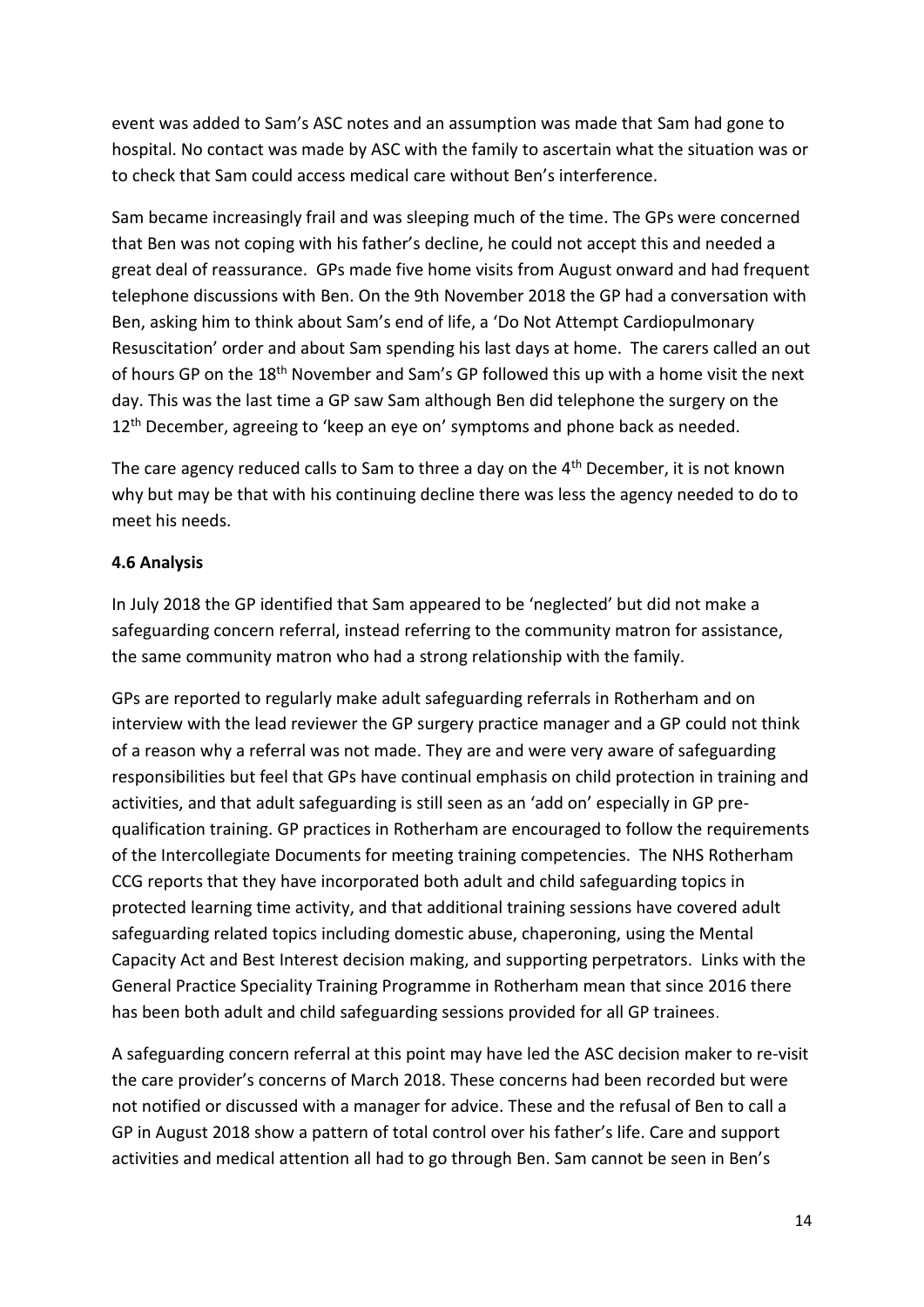event was added to Sam's ASC notes and an assumption was made that Sam had gone to hospital. No contact was made by ASC with the family to ascertain what the situation was or to check that Sam could access medical care without Ben's interference.

Sam became increasingly frail and was sleeping much of the time. The GPs were concerned that Ben was not coping with his father's decline, he could not accept this and needed a great deal of reassurance. GPs made five home visits from August onward and had frequent telephone discussions with Ben. On the 9th November 2018 the GP had a conversation with Ben, asking him to think about Sam's end of life, a 'Do Not Attempt Cardiopulmonary Resuscitation' order and about Sam spending his last days at home. The carers called an out of hours GP on the 18th November and Sam's GP followed this up with a home visit the next day. This was the last time a GP saw Sam although Ben did telephone the surgery on the 12th December, agreeing to 'keep an eye on' symptoms and phone back as needed.

The care agency reduced calls to Sam to three a day on the 4th December, it is not known why but may be that with his continuing decline there was less the agency needed to do to meet his needs.

### 4.6 Analysis

In July 2018 the GP identified that Sam appeared to be 'neglected' but did not make a safeguarding concern referral, instead referring to the community matron for assistance, the same community matron who had a strong relationship with the family.

GPs are reported to regularly make adult safeguarding referrals in Rotherham and on interview with the lead reviewer the GP surgery practice manager and a GP could not think of a reason why a referral was not made. They are and were very aware of safeguarding responsibilities but feel that GPs have continual emphasis on child protection in training and activities, and that adult safeguarding is still seen as an 'add on' especially in GP pre-qualification training. GP practices in Rotherham are encouraged to follow the requirements of the Intercollegiate Documents for meeting training competencies. The NHS Rotherham CCG reports that they have incorporated both adult and child safeguarding topics in protected learning time activity, and that additional training sessions have covered adult safeguarding related topics including domestic abuse, chaperoning, using the Mental Capacity Act and Best Interest decision making, and supporting perpetrators. Links with the General Practice Speciality Training Programme in Rotherham mean that since 2016 there has been both adult and child safeguarding sessions provided for all GP trainees.

A safeguarding concern referral at this point may have led the ASC decision maker to re-visit the care provider's concerns of March 2018. These concerns had been recorded but were not notified or discussed with a manager for advice. These and the refusal of Ben to call a GP in August 2018 show a pattern of total control over his father's life. Care and support activities and medical attention all had to go through Ben. Sam cannot be seen in Ben's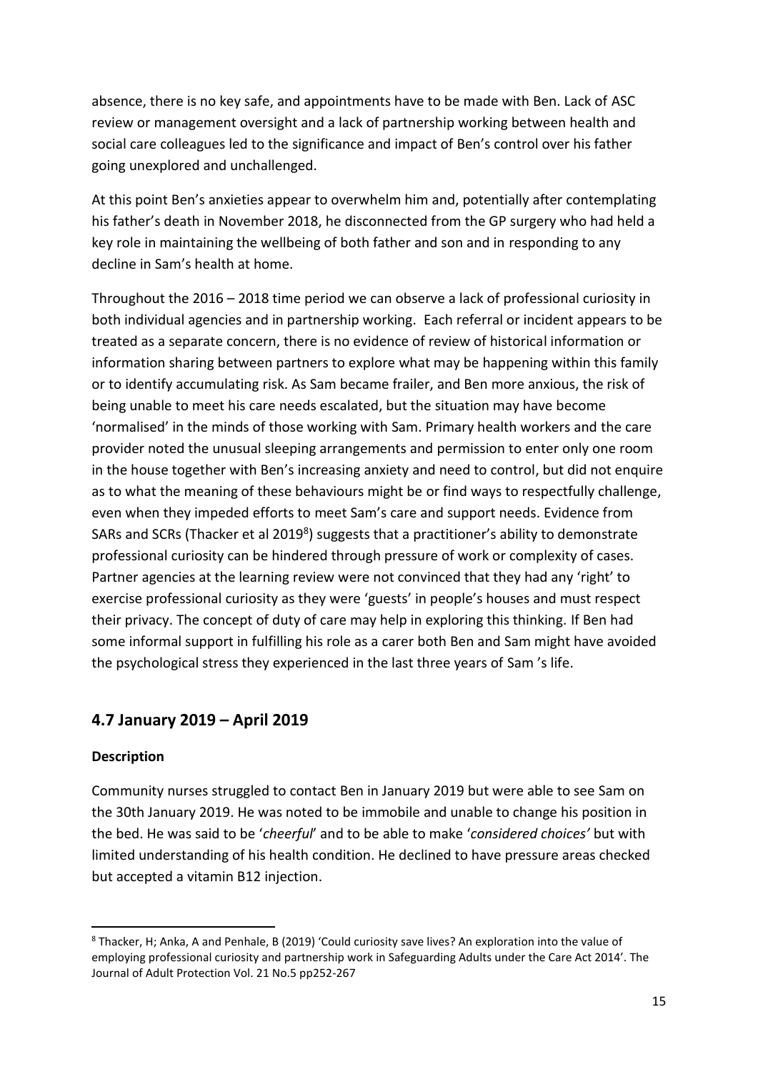absence, there is no key safe, and appointments have to be made with Ben. Lack of ASC review or management oversight and a lack of partnership working between health and social care colleagues led to the significance and impact of Ben's control over his father going unexplored and unchallenged.

At this point Ben's anxieties appear to overwhelm him and, potentially after contemplating his father's death in November 2018, he disconnected from the GP surgery who had held a key role in maintaining the wellbeing of both father and son and in responding to any decline in Sam's health at home.

Throughout the 2016 – 2018 time period we can observe a lack of professional curiosity in both individual agencies and in partnership working. Each referral or incident appears to be treated as a separate concern, there is no evidence of review of historical information or information sharing between partners to explore what may be happening within this family or to identify accumulating risk. As Sam became frailer, and Ben more anxious, the risk of being unable to meet his care needs escalated, but the situation may have become 'normalised' in the minds of those working with Sam. Primary health workers and the care provider noted the unusual sleeping arrangements and permission to enter only one room in the house together with Ben's increasing anxiety and need to control, but did not enquire as to what the meaning of these behaviours might be or find ways to respectfully challenge, even when they impeded efforts to meet Sam's care and support needs. Evidence from SARs and SCRs (Thacker et al 2019[8]) suggests that a practitioner's ability to demonstrate professional curiosity can be hindered through pressure of work or complexity of cases. Partner agencies at the learning review were not convinced that they had any 'right' to exercise professional curiosity as they were 'guests' in people's houses and must respect their privacy. The concept of duty of care may help in exploring this thinking. If Ben had some informal support in fulfilling his role as a carer both Ben and Sam might have avoided the psychological stress they experienced in the last three years of Sam 's life.

## 4.7 January 2019 – April 2019

**Description**

Community nurses struggled to contact Ben in January 2019 but were able to see Sam on the 30th January 2019. He was noted to be immobile and unable to change his position in the bed. He was said to be '*cheerful*' and to be able to make '*considered choices'* but with limited understanding of his health condition. He declined to have pressure areas checked but accepted a vitamin B12 injection.

---

[8] Thacker, H; Anka, A and Penhale, B (2019) 'Could curiosity save lives? An exploration into the value of employing professional curiosity and partnership work in Safeguarding Adults under the Care Act 2014'. The Journal of Adult Protection Vol. 21 No.5 pp252-267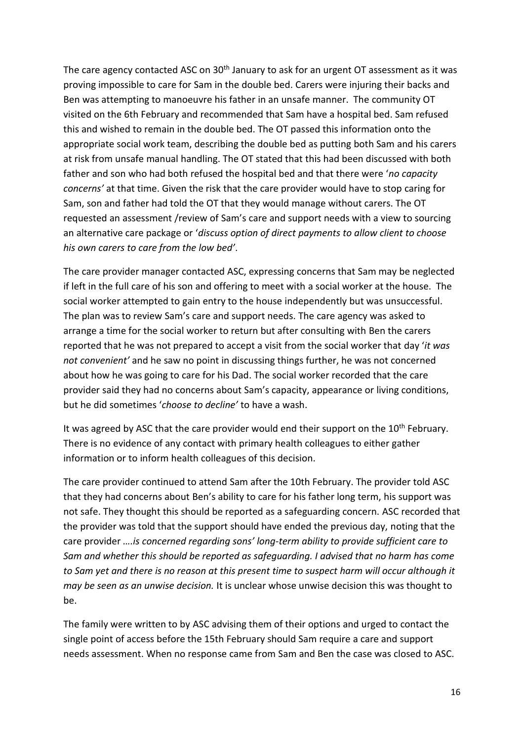The care agency contacted ASC on 30th January to ask for an urgent OT assessment as it was proving impossible to care for Sam in the double bed. Carers were injuring their backs and Ben was attempting to manoeuvre his father in an unsafe manner. The community OT visited on the 6th February and recommended that Sam have a hospital bed. Sam refused this and wished to remain in the double bed. The OT passed this information onto the appropriate social work team, describing the double bed as putting both Sam and his carers at risk from unsafe manual handling. The OT stated that this had been discussed with both father and son who had both refused the hospital bed and that there were '*no capacity concerns'* at that time. Given the risk that the care provider would have to stop caring for Sam, son and father had told the OT that they would manage without carers. The OT requested an assessment /review of Sam's care and support needs with a view to sourcing an alternative care package or '*discuss option of direct payments to allow client to choose his own carers to care from the low bed'*.

The care provider manager contacted ASC, expressing concerns that Sam may be neglected if left in the full care of his son and offering to meet with a social worker at the house. The social worker attempted to gain entry to the house independently but was unsuccessful. The plan was to review Sam's care and support needs. The care agency was asked to arrange a time for the social worker to return but after consulting with Ben the carers reported that he was not prepared to accept a visit from the social worker that day '*it was not convenient'* and he saw no point in discussing things further, he was not concerned about how he was going to care for his Dad. The social worker recorded that the care provider said they had no concerns about Sam's capacity, appearance or living conditions, but he did sometimes '*choose to decline'* to have a wash.

It was agreed by ASC that the care provider would end their support on the 10th February. There is no evidence of any contact with primary health colleagues to either gather information or to inform health colleagues of this decision.

The care provider continued to attend Sam after the 10th February. The provider told ASC that they had concerns about Ben's ability to care for his father long term, his support was not safe. They thought this should be reported as a safeguarding concern. ASC recorded that the provider was told that the support should have ended the previous day, noting that the care provider *….is concerned regarding sons' long-term ability to provide sufficient care to Sam and whether this should be reported as safeguarding. I advised that no harm has come to Sam yet and there is no reason at this present time to suspect harm will occur although it may be seen as an unwise decision.* It is unclear whose unwise decision this was thought to be.

The family were written to by ASC advising them of their options and urged to contact the single point of access before the 15th February should Sam require a care and support needs assessment. When no response came from Sam and Ben the case was closed to ASC.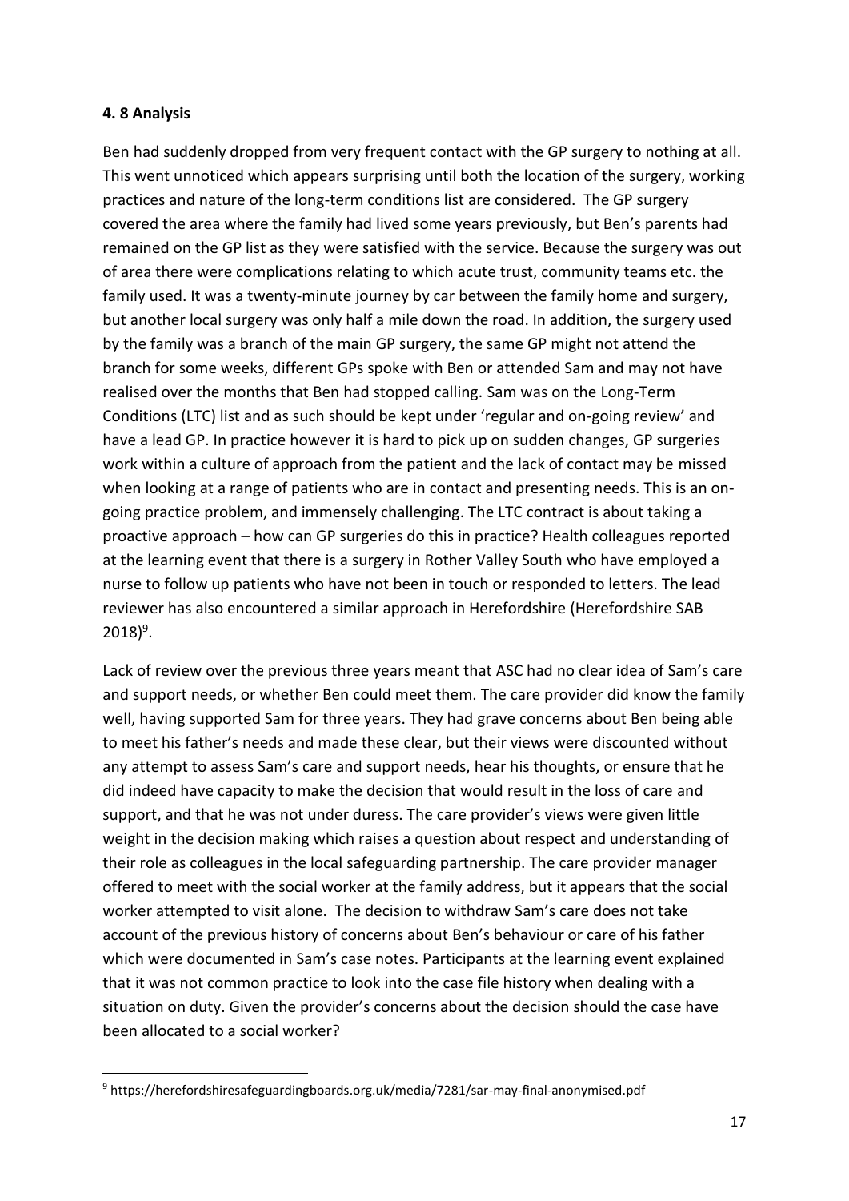**4. 8 Analysis**

Ben had suddenly dropped from very frequent contact with the GP surgery to nothing at all. This went unnoticed which appears surprising until both the location of the surgery, working practices and nature of the long-term conditions list are considered. The GP surgery covered the area where the family had lived some years previously, but Ben's parents had remained on the GP list as they were satisfied with the service. Because the surgery was out of area there were complications relating to which acute trust, community teams etc. the family used. It was a twenty-minute journey by car between the family home and surgery, but another local surgery was only half a mile down the road. In addition, the surgery used by the family was a branch of the main GP surgery, the same GP might not attend the branch for some weeks, different GPs spoke with Ben or attended Sam and may not have realised over the months that Ben had stopped calling. Sam was on the Long-Term Conditions (LTC) list and as such should be kept under 'regular and on-going review' and have a lead GP. In practice however it is hard to pick up on sudden changes, GP surgeries work within a culture of approach from the patient and the lack of contact may be missed when looking at a range of patients who are in contact and presenting needs. This is an on-going practice problem, and immensely challenging. The LTC contract is about taking a proactive approach – how can GP surgeries do this in practice? Health colleagues reported at the learning event that there is a surgery in Rother Valley South who have employed a nurse to follow up patients who have not been in touch or responded to letters. The lead reviewer has also encountered a similar approach in Herefordshire (Herefordshire SAB 2018)[9].

Lack of review over the previous three years meant that ASC had no clear idea of Sam's care and support needs, or whether Ben could meet them. The care provider did know the family well, having supported Sam for three years. They had grave concerns about Ben being able to meet his father's needs and made these clear, but their views were discounted without any attempt to assess Sam's care and support needs, hear his thoughts, or ensure that he did indeed have capacity to make the decision that would result in the loss of care and support, and that he was not under duress. The care provider's views were given little weight in the decision making which raises a question about respect and understanding of their role as colleagues in the local safeguarding partnership. The care provider manager offered to meet with the social worker at the family address, but it appears that the social worker attempted to visit alone. The decision to withdraw Sam's care does not take account of the previous history of concerns about Ben's behaviour or care of his father which were documented in Sam's case notes. Participants at the learning event explained that it was not common practice to look into the case file history when dealing with a situation on duty. Given the provider's concerns about the decision should the case have been allocated to a social worker?

[9] https://herefordshiresafeguardingboards.org.uk/media/7281/sar-may-final-anonymised.pdf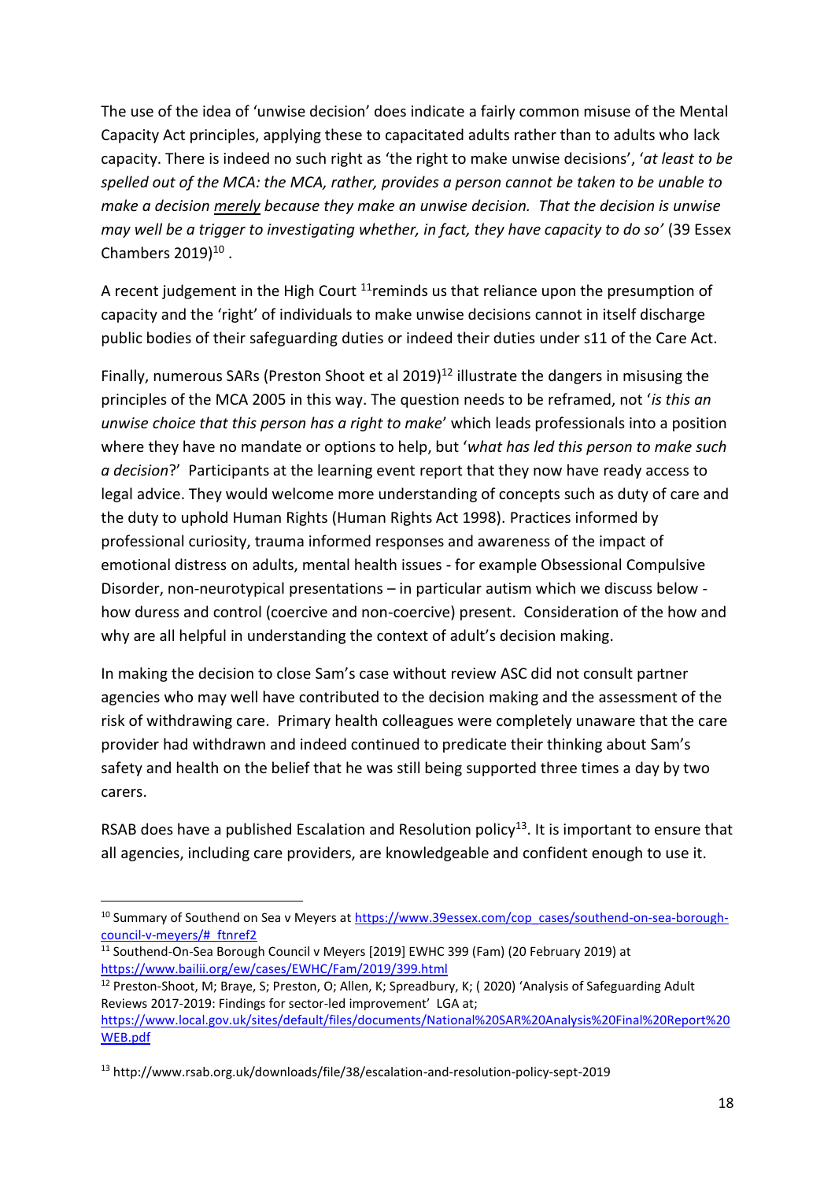The use of the idea of 'unwise decision' does indicate a fairly common misuse of the Mental Capacity Act principles, applying these to capacitated adults rather than to adults who lack capacity. There is indeed no such right as 'the right to make unwise decisions', '*at least to be spelled out of the MCA: the MCA, rather, provides a person cannot be taken to be unable to make a decision <u>merely</u> because they make an unwise decision. That the decision is unwise may well be a trigger to investigating whether, in fact, they have capacity to do so'* (39 Essex Chambers 2019)[10] .

A recent judgement in the High Court [11]reminds us that reliance upon the presumption of capacity and the 'right' of individuals to make unwise decisions cannot in itself discharge public bodies of their safeguarding duties or indeed their duties under s11 of the Care Act.

Finally, numerous SARs (Preston Shoot et al 2019)[12] illustrate the dangers in misusing the principles of the MCA 2005 in this way. The question needs to be reframed, not '*is this an unwise choice that this person has a right to make*' which leads professionals into a position where they have no mandate or options to help, but '*what has led this person to make such a decision*?' Participants at the learning event report that they now have ready access to legal advice. They would welcome more understanding of concepts such as duty of care and the duty to uphold Human Rights (Human Rights Act 1998). Practices informed by professional curiosity, trauma informed responses and awareness of the impact of emotional distress on adults, mental health issues - for example Obsessional Compulsive Disorder, non-neurotypical presentations – in particular autism which we discuss below - how duress and control (coercive and non-coercive) present. Consideration of the how and why are all helpful in understanding the context of adult's decision making.

In making the decision to close Sam's case without review ASC did not consult partner agencies who may well have contributed to the decision making and the assessment of the risk of withdrawing care. Primary health colleagues were completely unaware that the care provider had withdrawn and indeed continued to predicate their thinking about Sam's safety and health on the belief that he was still being supported three times a day by two carers.

RSAB does have a published Escalation and Resolution policy[13]. It is important to ensure that all agencies, including care providers, are knowledgeable and confident enough to use it.

---

[10] Summary of Southend on Sea v Meyers at https://www.39essex.com/cop_cases/southend-on-sea-borough-council-v-meyers/#_ftnref2

[11] Southend-On-Sea Borough Council v Meyers [2019] EWHC 399 (Fam) (20 February 2019) at https://www.bailii.org/ew/cases/EWHC/Fam/2019/399.html

[12] Preston-Shoot, M; Braye, S; Preston, O; Allen, K; Spreadbury, K; ( 2020) 'Analysis of Safeguarding Adult Reviews 2017-2019: Findings for sector-led improvement' LGA at; https://www.local.gov.uk/sites/default/files/documents/National%20SAR%20Analysis%20Final%20Report%20WEB.pdf

[13] http://www.rsab.org.uk/downloads/file/38/escalation-and-resolution-policy-sept-2019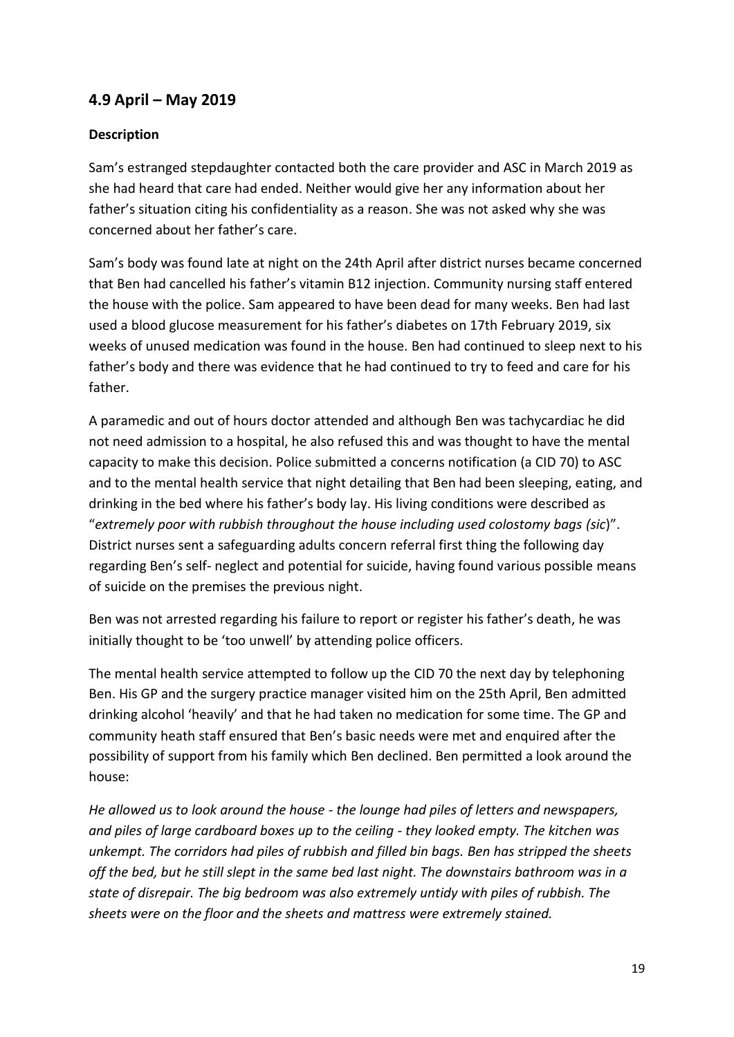## 4.9 April – May 2019

### Description

Sam's estranged stepdaughter contacted both the care provider and ASC in March 2019 as she had heard that care had ended. Neither would give her any information about her father's situation citing his confidentiality as a reason. She was not asked why she was concerned about her father's care.

Sam's body was found late at night on the 24th April after district nurses became concerned that Ben had cancelled his father's vitamin B12 injection. Community nursing staff entered the house with the police. Sam appeared to have been dead for many weeks. Ben had last used a blood glucose measurement for his father's diabetes on 17th February 2019, six weeks of unused medication was found in the house. Ben had continued to sleep next to his father's body and there was evidence that he had continued to try to feed and care for his father.

A paramedic and out of hours doctor attended and although Ben was tachycardiac he did not need admission to a hospital, he also refused this and was thought to have the mental capacity to make this decision. Police submitted a concerns notification (a CID 70) to ASC and to the mental health service that night detailing that Ben had been sleeping, eating, and drinking in the bed where his father's body lay. His living conditions were described as "*extremely poor with rubbish throughout the house including used colostomy bags (sic)*". District nurses sent a safeguarding adults concern referral first thing the following day regarding Ben's self- neglect and potential for suicide, having found various possible means of suicide on the premises the previous night.

Ben was not arrested regarding his failure to report or register his father's death, he was initially thought to be 'too unwell' by attending police officers.

The mental health service attempted to follow up the CID 70 the next day by telephoning Ben. His GP and the surgery practice manager visited him on the 25th April, Ben admitted drinking alcohol 'heavily' and that he had taken no medication for some time. The GP and community heath staff ensured that Ben's basic needs were met and enquired after the possibility of support from his family which Ben declined. Ben permitted a look around the house:

*He allowed us to look around the house - the lounge had piles of letters and newspapers, and piles of large cardboard boxes up to the ceiling - they looked empty. The kitchen was unkempt. The corridors had piles of rubbish and filled bin bags. Ben has stripped the sheets off the bed, but he still slept in the same bed last night. The downstairs bathroom was in a state of disrepair. The big bedroom was also extremely untidy with piles of rubbish. The sheets were on the floor and the sheets and mattress were extremely stained.*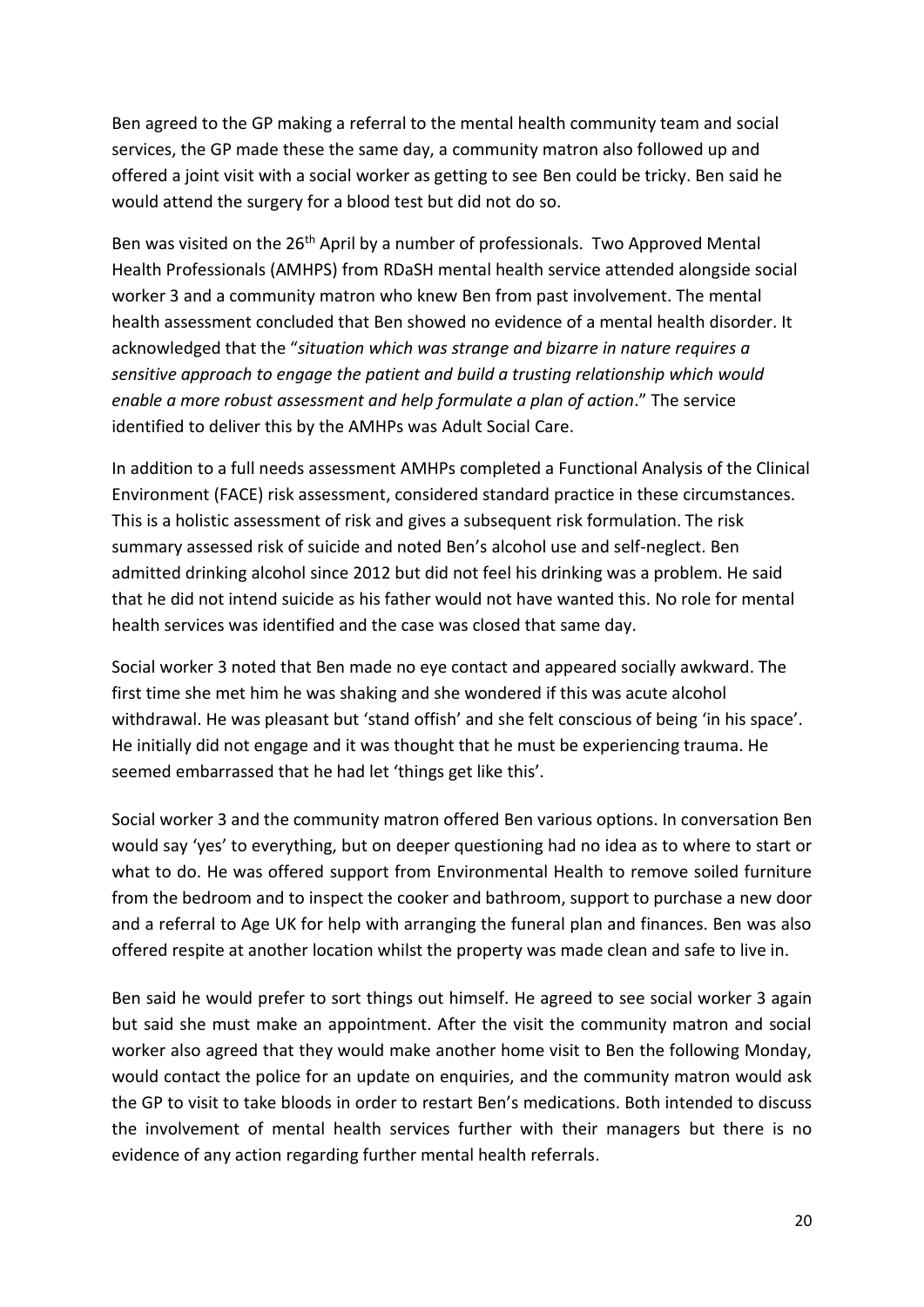Ben agreed to the GP making a referral to the mental health community team and social services, the GP made these the same day, a community matron also followed up and offered a joint visit with a social worker as getting to see Ben could be tricky. Ben said he would attend the surgery for a blood test but did not do so.

Ben was visited on the 26th April by a number of professionals. Two Approved Mental Health Professionals (AMHPS) from RDaSH mental health service attended alongside social worker 3 and a community matron who knew Ben from past involvement. The mental health assessment concluded that Ben showed no evidence of a mental health disorder. It acknowledged that the "*situation which was strange and bizarre in nature requires a sensitive approach to engage the patient and build a trusting relationship which would enable a more robust assessment and help formulate a plan of action*." The service identified to deliver this by the AMHPs was Adult Social Care.

In addition to a full needs assessment AMHPs completed a Functional Analysis of the Clinical Environment (FACE) risk assessment, considered standard practice in these circumstances. This is a holistic assessment of risk and gives a subsequent risk formulation. The risk summary assessed risk of suicide and noted Ben's alcohol use and self-neglect. Ben admitted drinking alcohol since 2012 but did not feel his drinking was a problem. He said that he did not intend suicide as his father would not have wanted this. No role for mental health services was identified and the case was closed that same day.

Social worker 3 noted that Ben made no eye contact and appeared socially awkward. The first time she met him he was shaking and she wondered if this was acute alcohol withdrawal. He was pleasant but 'stand offish' and she felt conscious of being 'in his space'. He initially did not engage and it was thought that he must be experiencing trauma. He seemed embarrassed that he had let 'things get like this'.

Social worker 3 and the community matron offered Ben various options. In conversation Ben would say 'yes' to everything, but on deeper questioning had no idea as to where to start or what to do. He was offered support from Environmental Health to remove soiled furniture from the bedroom and to inspect the cooker and bathroom, support to purchase a new door and a referral to Age UK for help with arranging the funeral plan and finances. Ben was also offered respite at another location whilst the property was made clean and safe to live in.

Ben said he would prefer to sort things out himself. He agreed to see social worker 3 again but said she must make an appointment. After the visit the community matron and social worker also agreed that they would make another home visit to Ben the following Monday, would contact the police for an update on enquiries, and the community matron would ask the GP to visit to take bloods in order to restart Ben's medications. Both intended to discuss the involvement of mental health services further with their managers but there is no evidence of any action regarding further mental health referrals.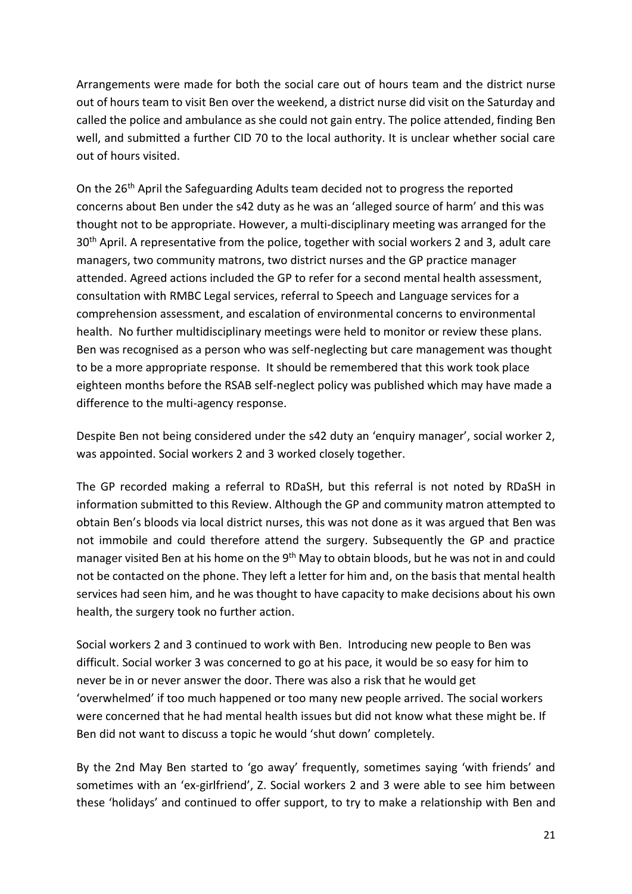Arrangements were made for both the social care out of hours team and the district nurse out of hours team to visit Ben over the weekend, a district nurse did visit on the Saturday and called the police and ambulance as she could not gain entry. The police attended, finding Ben well, and submitted a further CID 70 to the local authority. It is unclear whether social care out of hours visited.

On the 26th April the Safeguarding Adults team decided not to progress the reported concerns about Ben under the s42 duty as he was an 'alleged source of harm' and this was thought not to be appropriate. However, a multi-disciplinary meeting was arranged for the 30th April. A representative from the police, together with social workers 2 and 3, adult care managers, two community matrons, two district nurses and the GP practice manager attended. Agreed actions included the GP to refer for a second mental health assessment, consultation with RMBC Legal services, referral to Speech and Language services for a comprehension assessment, and escalation of environmental concerns to environmental health. No further multidisciplinary meetings were held to monitor or review these plans. Ben was recognised as a person who was self-neglecting but care management was thought to be a more appropriate response. It should be remembered that this work took place eighteen months before the RSAB self-neglect policy was published which may have made a difference to the multi-agency response.

Despite Ben not being considered under the s42 duty an 'enquiry manager', social worker 2, was appointed. Social workers 2 and 3 worked closely together.

The GP recorded making a referral to RDaSH, but this referral is not noted by RDaSH in information submitted to this Review. Although the GP and community matron attempted to obtain Ben's bloods via local district nurses, this was not done as it was argued that Ben was not immobile and could therefore attend the surgery. Subsequently the GP and practice manager visited Ben at his home on the 9th May to obtain bloods, but he was not in and could not be contacted on the phone. They left a letter for him and, on the basis that mental health services had seen him, and he was thought to have capacity to make decisions about his own health, the surgery took no further action.

Social workers 2 and 3 continued to work with Ben. Introducing new people to Ben was difficult. Social worker 3 was concerned to go at his pace, it would be so easy for him to never be in or never answer the door. There was also a risk that he would get 'overwhelmed' if too much happened or too many new people arrived. The social workers were concerned that he had mental health issues but did not know what these might be. If Ben did not want to discuss a topic he would 'shut down' completely.

By the 2nd May Ben started to 'go away' frequently, sometimes saying 'with friends' and sometimes with an 'ex-girlfriend', Z. Social workers 2 and 3 were able to see him between these 'holidays' and continued to offer support, to try to make a relationship with Ben and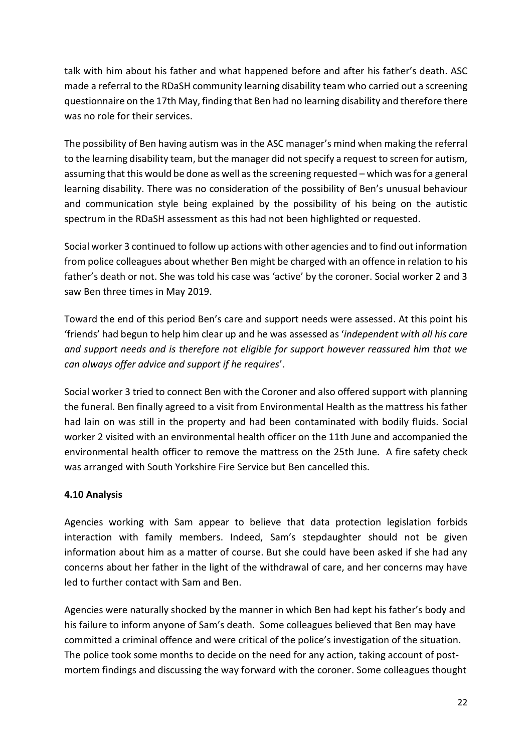talk with him about his father and what happened before and after his father's death. ASC made a referral to the RDaSH community learning disability team who carried out a screening questionnaire on the 17th May, finding that Ben had no learning disability and therefore there was no role for their services.

The possibility of Ben having autism was in the ASC manager's mind when making the referral to the learning disability team, but the manager did not specify a request to screen for autism, assuming that this would be done as well as the screening requested – which was for a general learning disability. There was no consideration of the possibility of Ben's unusual behaviour and communication style being explained by the possibility of his being on the autistic spectrum in the RDaSH assessment as this had not been highlighted or requested.

Social worker 3 continued to follow up actions with other agencies and to find out information from police colleagues about whether Ben might be charged with an offence in relation to his father's death or not. She was told his case was 'active' by the coroner. Social worker 2 and 3 saw Ben three times in May 2019.

Toward the end of this period Ben's care and support needs were assessed. At this point his 'friends' had begun to help him clear up and he was assessed as '*independent with all his care and support needs and is therefore not eligible for support however reassured him that we can always offer advice and support if he requires*'.

Social worker 3 tried to connect Ben with the Coroner and also offered support with planning the funeral. Ben finally agreed to a visit from Environmental Health as the mattress his father had lain on was still in the property and had been contaminated with bodily fluids. Social worker 2 visited with an environmental health officer on the 11th June and accompanied the environmental health officer to remove the mattress on the 25th June. A fire safety check was arranged with South Yorkshire Fire Service but Ben cancelled this.

### 4.10 Analysis

Agencies working with Sam appear to believe that data protection legislation forbids interaction with family members. Indeed, Sam's stepdaughter should not be given information about him as a matter of course. But she could have been asked if she had any concerns about her father in the light of the withdrawal of care, and her concerns may have led to further contact with Sam and Ben.

Agencies were naturally shocked by the manner in which Ben had kept his father's body and his failure to inform anyone of Sam's death. Some colleagues believed that Ben may have committed a criminal offence and were critical of the police's investigation of the situation. The police took some months to decide on the need for any action, taking account of post-mortem findings and discussing the way forward with the coroner. Some colleagues thought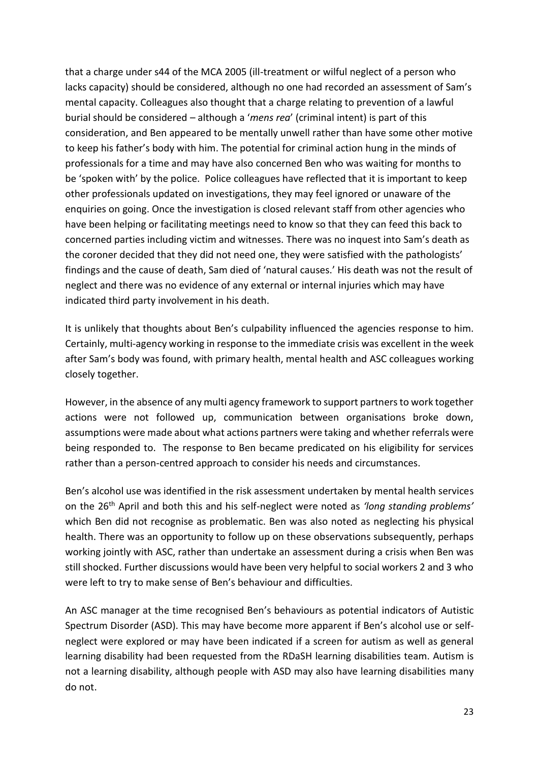that a charge under s44 of the MCA 2005 (ill-treatment or wilful neglect of a person who lacks capacity) should be considered, although no one had recorded an assessment of Sam's mental capacity. Colleagues also thought that a charge relating to prevention of a lawful burial should be considered – although a '*mens rea*' (criminal intent) is part of this consideration, and Ben appeared to be mentally unwell rather than have some other motive to keep his father's body with him. The potential for criminal action hung in the minds of professionals for a time and may have also concerned Ben who was waiting for months to be 'spoken with' by the police. Police colleagues have reflected that it is important to keep other professionals updated on investigations, they may feel ignored or unaware of the enquiries on going. Once the investigation is closed relevant staff from other agencies who have been helping or facilitating meetings need to know so that they can feed this back to concerned parties including victim and witnesses. There was no inquest into Sam's death as the coroner decided that they did not need one, they were satisfied with the pathologists' findings and the cause of death, Sam died of 'natural causes.' His death was not the result of neglect and there was no evidence of any external or internal injuries which may have indicated third party involvement in his death.

It is unlikely that thoughts about Ben's culpability influenced the agencies response to him. Certainly, multi-agency working in response to the immediate crisis was excellent in the week after Sam's body was found, with primary health, mental health and ASC colleagues working closely together.

However, in the absence of any multi agency framework to support partners to work together actions were not followed up, communication between organisations broke down, assumptions were made about what actions partners were taking and whether referrals were being responded to. The response to Ben became predicated on his eligibility for services rather than a person-centred approach to consider his needs and circumstances.

Ben's alcohol use was identified in the risk assessment undertaken by mental health services on the 26th April and both this and his self-neglect were noted as *'long standing problems'* which Ben did not recognise as problematic. Ben was also noted as neglecting his physical health. There was an opportunity to follow up on these observations subsequently, perhaps working jointly with ASC, rather than undertake an assessment during a crisis when Ben was still shocked. Further discussions would have been very helpful to social workers 2 and 3 who were left to try to make sense of Ben's behaviour and difficulties.

An ASC manager at the time recognised Ben's behaviours as potential indicators of Autistic Spectrum Disorder (ASD). This may have become more apparent if Ben's alcohol use or self-neglect were explored or may have been indicated if a screen for autism as well as general learning disability had been requested from the RDaSH learning disabilities team. Autism is not a learning disability, although people with ASD may also have learning disabilities many do not.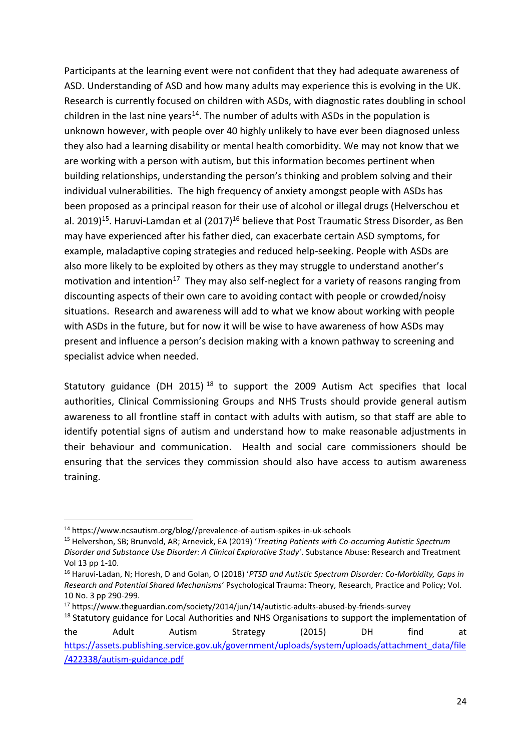Participants at the learning event were not confident that they had adequate awareness of ASD. Understanding of ASD and how many adults may experience this is evolving in the UK. Research is currently focused on children with ASDs, with diagnostic rates doubling in school children in the last nine years[14]. The number of adults with ASDs in the population is unknown however, with people over 40 highly unlikely to have ever been diagnosed unless they also had a learning disability or mental health comorbidity. We may not know that we are working with a person with autism, but this information becomes pertinent when building relationships, understanding the person's thinking and problem solving and their individual vulnerabilities. The high frequency of anxiety amongst people with ASDs has been proposed as a principal reason for their use of alcohol or illegal drugs (Helverschou et al. 2019)[15]. Haruvi-Lamdan et al (2017)[16] believe that Post Traumatic Stress Disorder, as Ben may have experienced after his father died, can exacerbate certain ASD symptoms, for example, maladaptive coping strategies and reduced help-seeking. People with ASDs are also more likely to be exploited by others as they may struggle to understand another's motivation and intention[17] They may also self-neglect for a variety of reasons ranging from discounting aspects of their own care to avoiding contact with people or crowded/noisy situations. Research and awareness will add to what we know about working with people with ASDs in the future, but for now it will be wise to have awareness of how ASDs may present and influence a person's decision making with a known pathway to screening and specialist advice when needed.

Statutory guidance (DH 2015)[18] to support the 2009 Autism Act specifies that local authorities, Clinical Commissioning Groups and NHS Trusts should provide general autism awareness to all frontline staff in contact with adults with autism, so that staff are able to identify potential signs of autism and understand how to make reasonable adjustments in their behaviour and communication. Health and social care commissioners should be ensuring that the services they commission should also have access to autism awareness training.

---

[14] https://www.ncsautism.org/blog//prevalence-of-autism-spikes-in-uk-schools

[15] Helvershon, SB; Brunvold, AR; Arnevick, EA (2019) '*Treating Patients with Co-occurring Autistic Spectrum Disorder and Substance Use Disorder: A Clinical Explorative Study*'. Substance Abuse: Research and Treatment Vol 13 pp 1-10.

[16] Haruvi-Ladan, N; Horesh, D and Golan, O (2018) '*PTSD and Autistic Spectrum Disorder: Co-Morbidity, Gaps in Research and Potential Shared Mechanisms*' Psychological Trauma: Theory, Research, Practice and Policy; Vol. 10 No. 3 pp 290-299.

[17] https://www.theguardian.com/society/2014/jun/14/autistic-adults-abused-by-friends-survey

[18] Statutory guidance for Local Authorities and NHS Organisations to support the implementation of the Adult Autism Strategy (2015) DH find at https://assets.publishing.service.gov.uk/government/uploads/system/uploads/attachment_data/file/422338/autism-guidance.pdf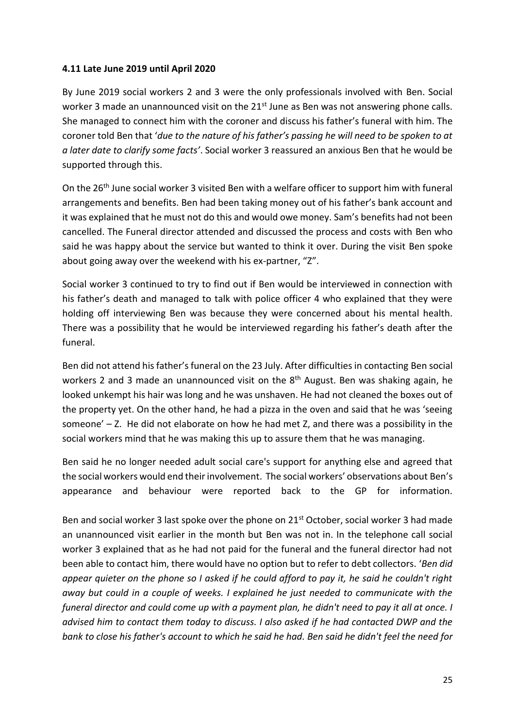**4.11 Late June 2019 until April 2020**

By June 2019 social workers 2 and 3 were the only professionals involved with Ben. Social worker 3 made an unannounced visit on the 21st June as Ben was not answering phone calls. She managed to connect him with the coroner and discuss his father's funeral with him. The coroner told Ben that '*due to the nature of his father's passing he will need to be spoken to at a later date to clarify some facts'*. Social worker 3 reassured an anxious Ben that he would be supported through this.

On the 26th June social worker 3 visited Ben with a welfare officer to support him with funeral arrangements and benefits. Ben had been taking money out of his father's bank account and it was explained that he must not do this and would owe money. Sam's benefits had not been cancelled. The Funeral director attended and discussed the process and costs with Ben who said he was happy about the service but wanted to think it over. During the visit Ben spoke about going away over the weekend with his ex-partner, "Z".

Social worker 3 continued to try to find out if Ben would be interviewed in connection with his father's death and managed to talk with police officer 4 who explained that they were holding off interviewing Ben was because they were concerned about his mental health. There was a possibility that he would be interviewed regarding his father's death after the funeral.

Ben did not attend his father's funeral on the 23 July. After difficulties in contacting Ben social workers 2 and 3 made an unannounced visit on the 8th August. Ben was shaking again, he looked unkempt his hair was long and he was unshaven. He had not cleaned the boxes out of the property yet. On the other hand, he had a pizza in the oven and said that he was 'seeing someone' – Z. He did not elaborate on how he had met Z, and there was a possibility in the social workers mind that he was making this up to assure them that he was managing.

Ben said he no longer needed adult social care's support for anything else and agreed that the social workers would end their involvement. The social workers' observations about Ben's appearance and behaviour were reported back to the GP for information.

Ben and social worker 3 last spoke over the phone on 21st October, social worker 3 had made an unannounced visit earlier in the month but Ben was not in. In the telephone call social worker 3 explained that as he had not paid for the funeral and the funeral director had not been able to contact him, there would have no option but to refer to debt collectors. '*Ben did appear quieter on the phone so I asked if he could afford to pay it, he said he couldn't right away but could in a couple of weeks. I explained he just needed to communicate with the funeral director and could come up with a payment plan, he didn't need to pay it all at once. I advised him to contact them today to discuss. I also asked if he had contacted DWP and the bank to close his father's account to which he said he had. Ben said he didn't feel the need for*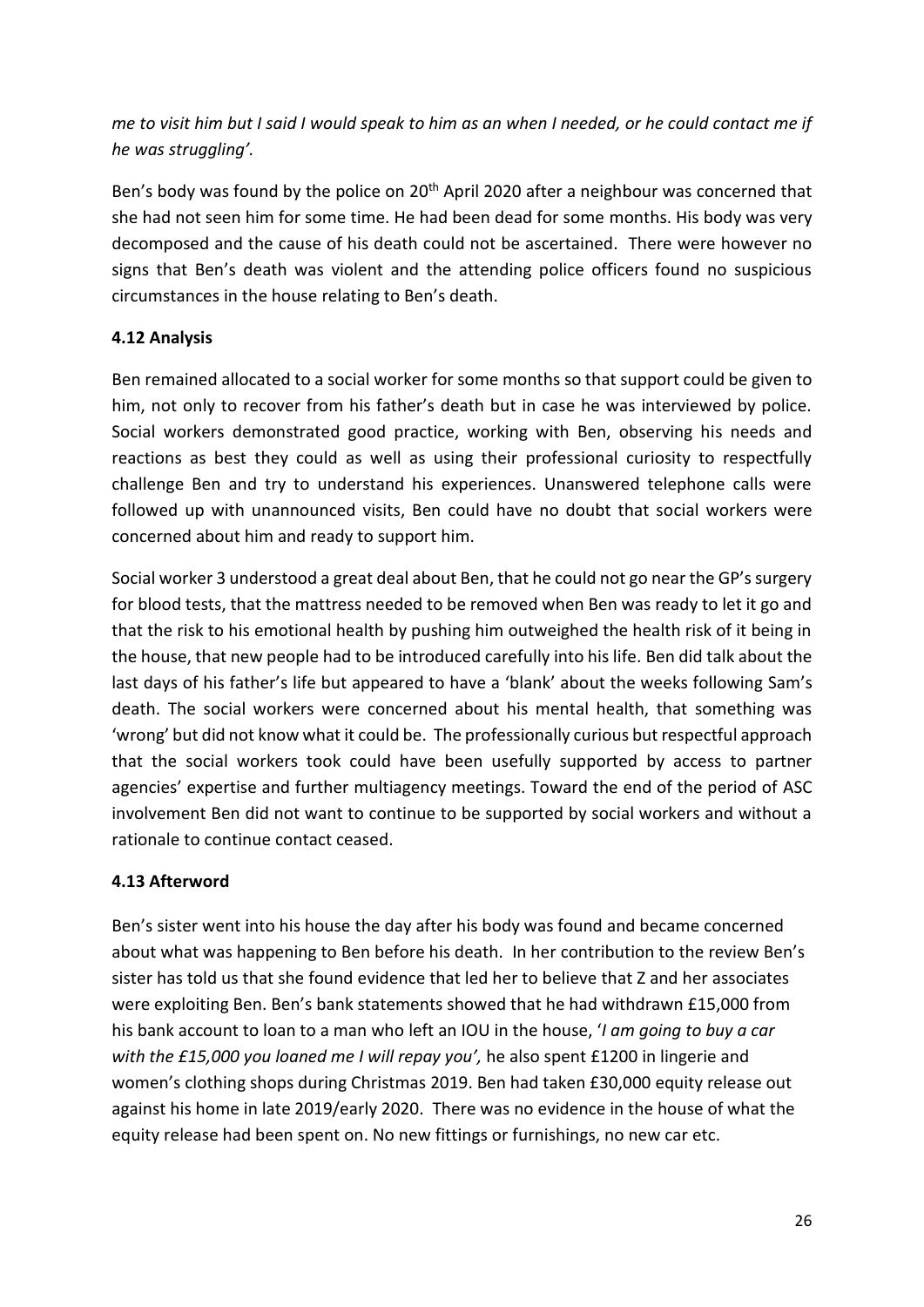*me to visit him but I said I would speak to him as an when I needed, or he could contact me if he was struggling'.*

Ben's body was found by the police on 20th April 2020 after a neighbour was concerned that she had not seen him for some time. He had been dead for some months. His body was very decomposed and the cause of his death could not be ascertained. There were however no signs that Ben's death was violent and the attending police officers found no suspicious circumstances in the house relating to Ben's death.

### 4.12 Analysis

Ben remained allocated to a social worker for some months so that support could be given to him, not only to recover from his father's death but in case he was interviewed by police. Social workers demonstrated good practice, working with Ben, observing his needs and reactions as best they could as well as using their professional curiosity to respectfully challenge Ben and try to understand his experiences. Unanswered telephone calls were followed up with unannounced visits, Ben could have no doubt that social workers were concerned about him and ready to support him.

Social worker 3 understood a great deal about Ben, that he could not go near the GP's surgery for blood tests, that the mattress needed to be removed when Ben was ready to let it go and that the risk to his emotional health by pushing him outweighed the health risk of it being in the house, that new people had to be introduced carefully into his life. Ben did talk about the last days of his father's life but appeared to have a 'blank' about the weeks following Sam's death. The social workers were concerned about his mental health, that something was 'wrong' but did not know what it could be. The professionally curious but respectful approach that the social workers took could have been usefully supported by access to partner agencies' expertise and further multiagency meetings. Toward the end of the period of ASC involvement Ben did not want to continue to be supported by social workers and without a rationale to continue contact ceased.

### 4.13 Afterword

Ben's sister went into his house the day after his body was found and became concerned about what was happening to Ben before his death. In her contribution to the review Ben's sister has told us that she found evidence that led her to believe that Z and her associates were exploiting Ben. Ben's bank statements showed that he had withdrawn £15,000 from his bank account to loan to a man who left an IOU in the house, '*I am going to buy a car with the £15,000 you loaned me I will repay you',* he also spent £1200 in lingerie and women's clothing shops during Christmas 2019. Ben had taken £30,000 equity release out against his home in late 2019/early 2020. There was no evidence in the house of what the equity release had been spent on. No new fittings or furnishings, no new car etc.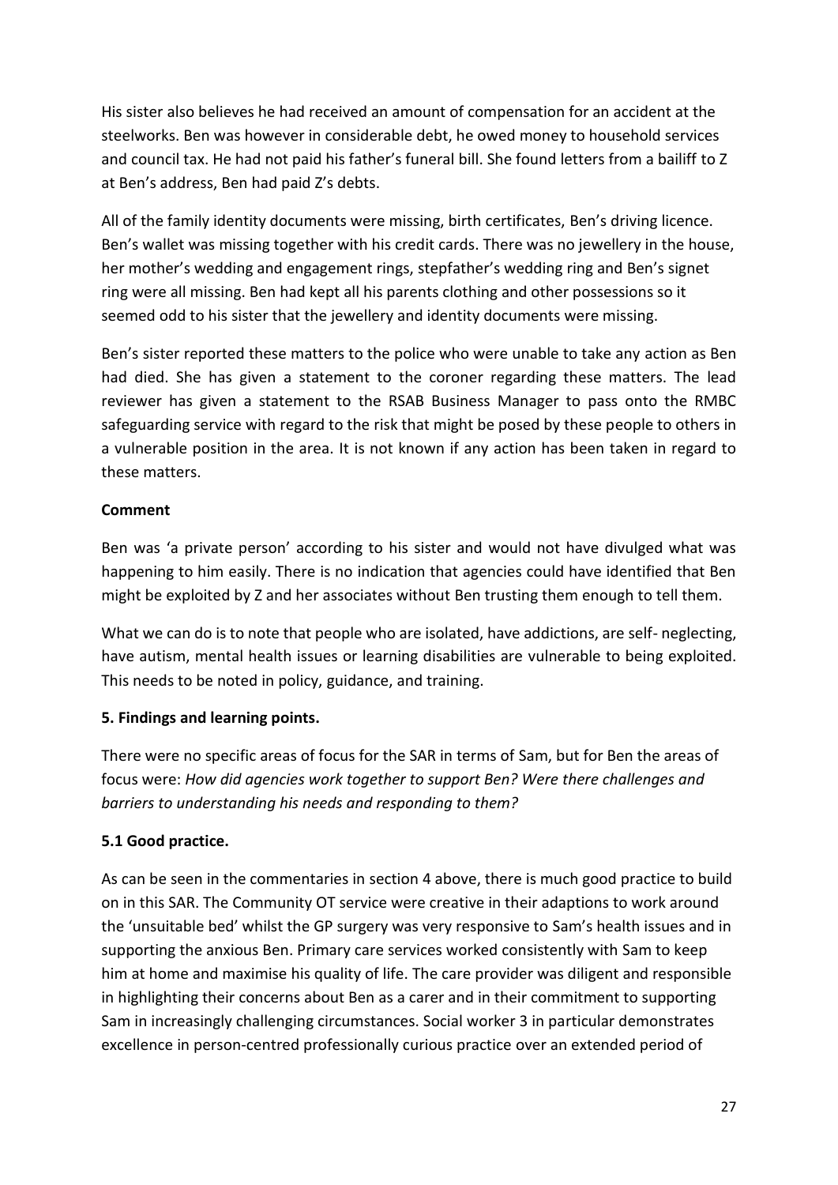His sister also believes he had received an amount of compensation for an accident at the steelworks. Ben was however in considerable debt, he owed money to household services and council tax. He had not paid his father's funeral bill. She found letters from a bailiff to Z at Ben's address, Ben had paid Z's debts.

All of the family identity documents were missing, birth certificates, Ben's driving licence. Ben's wallet was missing together with his credit cards. There was no jewellery in the house, her mother's wedding and engagement rings, stepfather's wedding ring and Ben's signet ring were all missing. Ben had kept all his parents clothing and other possessions so it seemed odd to his sister that the jewellery and identity documents were missing.

Ben's sister reported these matters to the police who were unable to take any action as Ben had died. She has given a statement to the coroner regarding these matters. The lead reviewer has given a statement to the RSAB Business Manager to pass onto the RMBC safeguarding service with regard to the risk that might be posed by these people to others in a vulnerable position in the area. It is not known if any action has been taken in regard to these matters.

**Comment**

Ben was 'a private person' according to his sister and would not have divulged what was happening to him easily. There is no indication that agencies could have identified that Ben might be exploited by Z and her associates without Ben trusting them enough to tell them.

What we can do is to note that people who are isolated, have addictions, are self- neglecting, have autism, mental health issues or learning disabilities are vulnerable to being exploited. This needs to be noted in policy, guidance, and training.

## 5. Findings and learning points.

There were no specific areas of focus for the SAR in terms of Sam, but for Ben the areas of focus were: *How did agencies work together to support Ben? Were there challenges and barriers to understanding his needs and responding to them?*

### 5.1 Good practice.

As can be seen in the commentaries in section 4 above, there is much good practice to build on in this SAR. The Community OT service were creative in their adaptions to work around the 'unsuitable bed' whilst the GP surgery was very responsive to Sam's health issues and in supporting the anxious Ben. Primary care services worked consistently with Sam to keep him at home and maximise his quality of life. The care provider was diligent and responsible in highlighting their concerns about Ben as a carer and in their commitment to supporting Sam in increasingly challenging circumstances. Social worker 3 in particular demonstrates excellence in person-centred professionally curious practice over an extended period of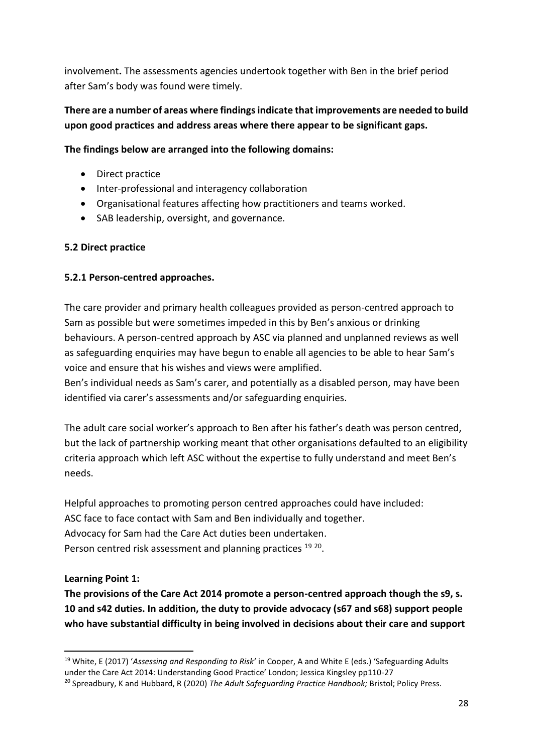involvement**.** The assessments agencies undertook together with Ben in the brief period after Sam's body was found were timely.

**There are a number of areas where findings indicate that improvements are needed to build upon good practices and address areas where there appear to be significant gaps.**

**The findings below are arranged into the following domains:**

- Direct practice
- Inter-professional and interagency collaboration
- Organisational features affecting how practitioners and teams worked.
- SAB leadership, oversight, and governance.

### 5.2 Direct practice

#### 5.2.1 Person-centred approaches.

The care provider and primary health colleagues provided as person-centred approach to Sam as possible but were sometimes impeded in this by Ben's anxious or drinking behaviours. A person-centred approach by ASC via planned and unplanned reviews as well as safeguarding enquiries may have begun to enable all agencies to be able to hear Sam's voice and ensure that his wishes and views were amplified.
Ben's individual needs as Sam's carer, and potentially as a disabled person, may have been identified via carer's assessments and/or safeguarding enquiries.

The adult care social worker's approach to Ben after his father's death was person centred, but the lack of partnership working meant that other organisations defaulted to an eligibility criteria approach which left ASC without the expertise to fully understand and meet Ben's needs.

Helpful approaches to promoting person centred approaches could have included:
ASC face to face contact with Sam and Ben individually and together.
Advocacy for Sam had the Care Act duties been undertaken.
Person centred risk assessment and planning practices [19] [20].

**Learning Point 1:**

**The provisions of the Care Act 2014 promote a person-centred approach though the s9, s. 10 and s42 duties. In addition, the duty to provide advocacy (s67 and s68) support people who have substantial difficulty in being involved in decisions about their care and support**

---

[19] White, E (2017) '*Assessing and Responding to Risk'* in Cooper, A and White E (eds.) 'Safeguarding Adults under the Care Act 2014: Understanding Good Practice' London; Jessica Kingsley pp110-27

[20] Spreadbury, K and Hubbard, R (2020) *The Adult Safeguarding Practice Handbook;* Bristol; Policy Press.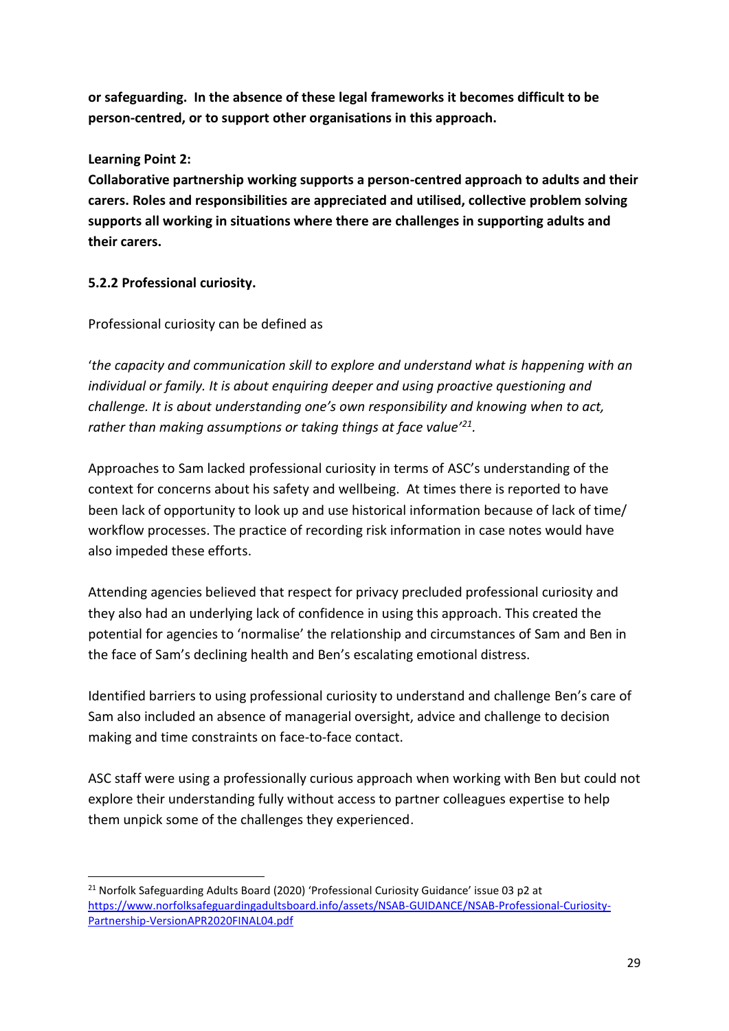**or safeguarding. In the absence of these legal frameworks it becomes difficult to be person-centred, or to support other organisations in this approach.**

**Learning Point 2:**

**Collaborative partnership working supports a person-centred approach to adults and their carers. Roles and responsibilities are appreciated and utilised, collective problem solving supports all working in situations where there are challenges in supporting adults and their carers.**

#### 5.2.2 Professional curiosity.

Professional curiosity can be defined as

'*the capacity and communication skill to explore and understand what is happening with an individual or family. It is about enquiring deeper and using proactive questioning and challenge. It is about understanding one's own responsibility and knowing when to act, rather than making assumptions or taking things at face value'*[21].

Approaches to Sam lacked professional curiosity in terms of ASC's understanding of the context for concerns about his safety and wellbeing. At times there is reported to have been lack of opportunity to look up and use historical information because of lack of time/ workflow processes. The practice of recording risk information in case notes would have also impeded these efforts.

Attending agencies believed that respect for privacy precluded professional curiosity and they also had an underlying lack of confidence in using this approach. This created the potential for agencies to 'normalise' the relationship and circumstances of Sam and Ben in the face of Sam's declining health and Ben's escalating emotional distress.

Identified barriers to using professional curiosity to understand and challenge Ben's care of Sam also included an absence of managerial oversight, advice and challenge to decision making and time constraints on face-to-face contact.

ASC staff were using a professionally curious approach when working with Ben but could not explore their understanding fully without access to partner colleagues expertise to help them unpick some of the challenges they experienced.

[21] Norfolk Safeguarding Adults Board (2020) 'Professional Curiosity Guidance' issue 03 p2 at https://www.norfolksafeguardingadultsboard.info/assets/NSAB-GUIDANCE/NSAB-Professional-Curiosity-Partnership-VersionAPR2020FINAL04.pdf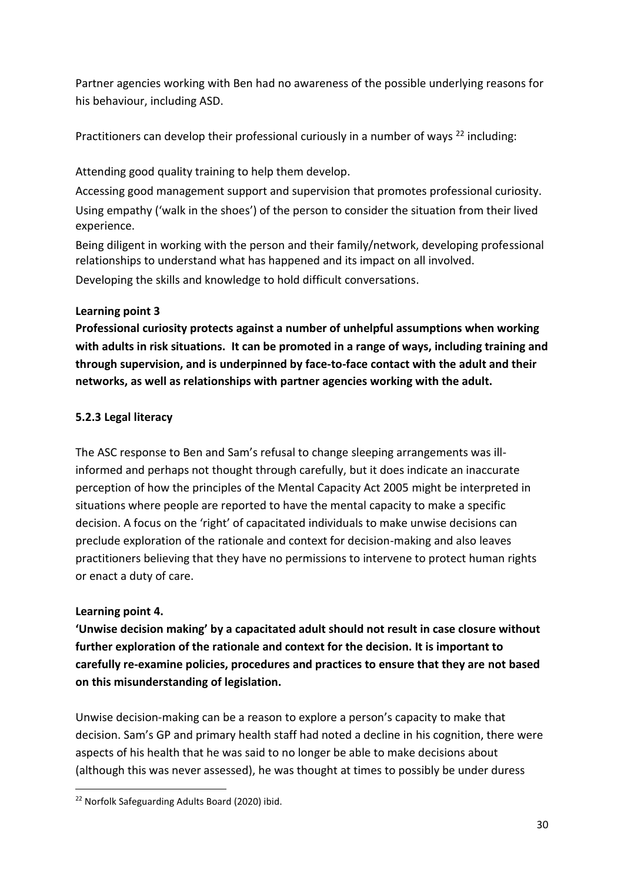Partner agencies working with Ben had no awareness of the possible underlying reasons for his behaviour, including ASD.

Practitioners can develop their professional curiously in a number of ways [22] including:

Attending good quality training to help them develop.

Accessing good management support and supervision that promotes professional curiosity.

Using empathy ('walk in the shoes') of the person to consider the situation from their lived experience.

Being diligent in working with the person and their family/network, developing professional relationships to understand what has happened and its impact on all involved.

Developing the skills and knowledge to hold difficult conversations.

**Learning point 3**

**Professional curiosity protects against a number of unhelpful assumptions when working with adults in risk situations. It can be promoted in a range of ways, including training and through supervision, and is underpinned by face-to-face contact with the adult and their networks, as well as relationships with partner agencies working with the adult.**

### 5.2.3 Legal literacy

The ASC response to Ben and Sam's refusal to change sleeping arrangements was ill-informed and perhaps not thought through carefully, but it does indicate an inaccurate perception of how the principles of the Mental Capacity Act 2005 might be interpreted in situations where people are reported to have the mental capacity to make a specific decision. A focus on the 'right' of capacitated individuals to make unwise decisions can preclude exploration of the rationale and context for decision-making and also leaves practitioners believing that they have no permissions to intervene to protect human rights or enact a duty of care.

**Learning point 4.**

**'Unwise decision making' by a capacitated adult should not result in case closure without further exploration of the rationale and context for the decision. It is important to carefully re-examine policies, procedures and practices to ensure that they are not based on this misunderstanding of legislation.**

Unwise decision-making can be a reason to explore a person's capacity to make that decision. Sam's GP and primary health staff had noted a decline in his cognition, there were aspects of his health that he was said to no longer be able to make decisions about (although this was never assessed), he was thought at times to possibly be under duress

[22] Norfolk Safeguarding Adults Board (2020) ibid.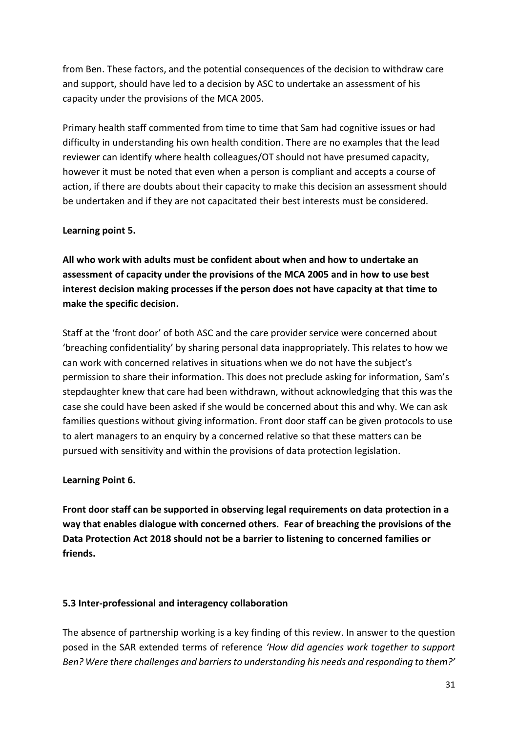from Ben. These factors, and the potential consequences of the decision to withdraw care and support, should have led to a decision by ASC to undertake an assessment of his capacity under the provisions of the MCA 2005.

Primary health staff commented from time to time that Sam had cognitive issues or had difficulty in understanding his own health condition. There are no examples that the lead reviewer can identify where health colleagues/OT should not have presumed capacity, however it must be noted that even when a person is compliant and accepts a course of action, if there are doubts about their capacity to make this decision an assessment should be undertaken and if they are not capacitated their best interests must be considered.

**Learning point 5.**

**All who work with adults must be confident about when and how to undertake an assessment of capacity under the provisions of the MCA 2005 and in how to use best interest decision making processes if the person does not have capacity at that time to make the specific decision.**

Staff at the 'front door' of both ASC and the care provider service were concerned about 'breaching confidentiality' by sharing personal data inappropriately. This relates to how we can work with concerned relatives in situations when we do not have the subject's permission to share their information. This does not preclude asking for information, Sam's stepdaughter knew that care had been withdrawn, without acknowledging that this was the case she could have been asked if she would be concerned about this and why. We can ask families questions without giving information. Front door staff can be given protocols to use to alert managers to an enquiry by a concerned relative so that these matters can be pursued with sensitivity and within the provisions of data protection legislation.

**Learning Point 6.**

**Front door staff can be supported in observing legal requirements on data protection in a way that enables dialogue with concerned others. Fear of breaching the provisions of the Data Protection Act 2018 should not be a barrier to listening to concerned families or friends.**

### 5.3 Inter-professional and interagency collaboration

The absence of partnership working is a key finding of this review. In answer to the question posed in the SAR extended terms of reference *'How did agencies work together to support Ben? Were there challenges and barriers to understanding his needs and responding to them?'*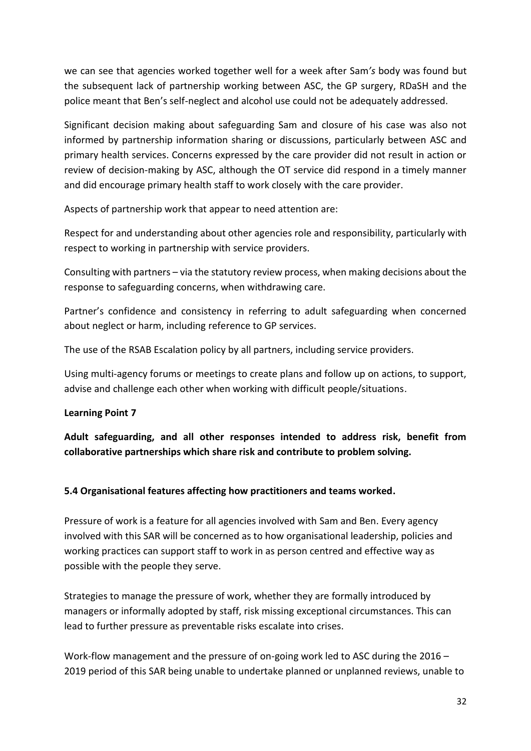we can see that agencies worked together well for a week after Sam*'s* body was found but the subsequent lack of partnership working between ASC, the GP surgery, RDaSH and the police meant that Ben's self-neglect and alcohol use could not be adequately addressed.

Significant decision making about safeguarding Sam and closure of his case was also not informed by partnership information sharing or discussions, particularly between ASC and primary health services. Concerns expressed by the care provider did not result in action or review of decision-making by ASC, although the OT service did respond in a timely manner and did encourage primary health staff to work closely with the care provider.

Aspects of partnership work that appear to need attention are:

Respect for and understanding about other agencies role and responsibility, particularly with respect to working in partnership with service providers.

Consulting with partners – via the statutory review process, when making decisions about the response to safeguarding concerns, when withdrawing care.

Partner's confidence and consistency in referring to adult safeguarding when concerned about neglect or harm, including reference to GP services.

The use of the RSAB Escalation policy by all partners, including service providers.

Using multi-agency forums or meetings to create plans and follow up on actions, to support, advise and challenge each other when working with difficult people/situations.

**Learning Point 7**

**Adult safeguarding, and all other responses intended to address risk, benefit from collaborative partnerships which share risk and contribute to problem solving.**

### 5.4 Organisational features affecting how practitioners and teams worked.

Pressure of work is a feature for all agencies involved with Sam and Ben. Every agency involved with this SAR will be concerned as to how organisational leadership, policies and working practices can support staff to work in as person centred and effective way as possible with the people they serve.

Strategies to manage the pressure of work, whether they are formally introduced by managers or informally adopted by staff, risk missing exceptional circumstances. This can lead to further pressure as preventable risks escalate into crises.

Work-flow management and the pressure of on-going work led to ASC during the 2016 – 2019 period of this SAR being unable to undertake planned or unplanned reviews, unable to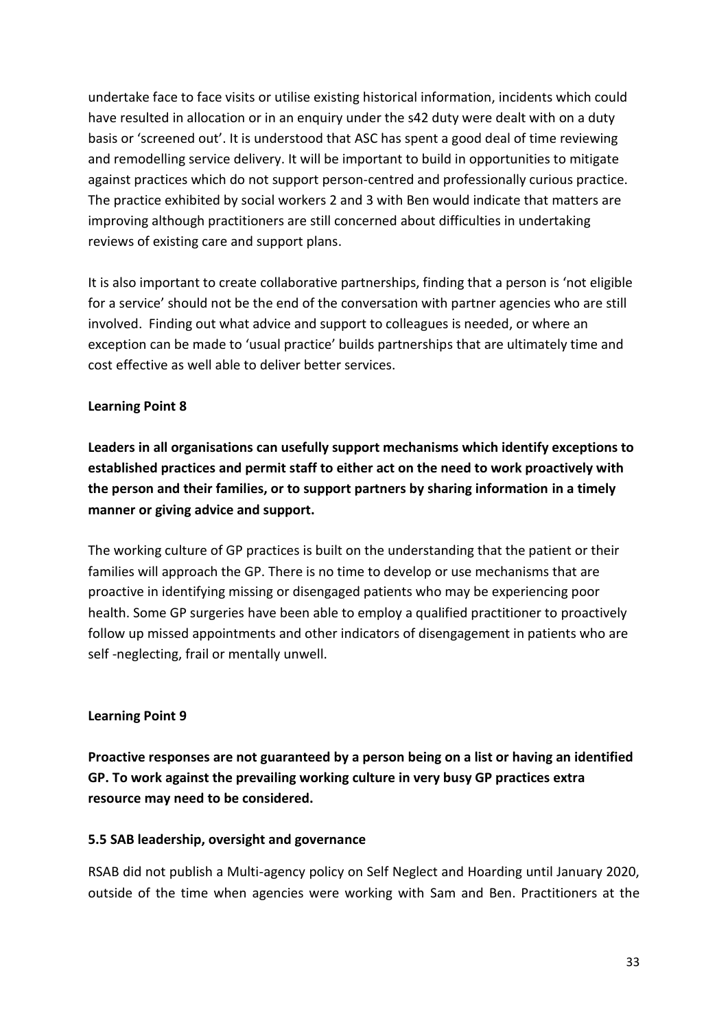undertake face to face visits or utilise existing historical information, incidents which could have resulted in allocation or in an enquiry under the s42 duty were dealt with on a duty basis or 'screened out'. It is understood that ASC has spent a good deal of time reviewing and remodelling service delivery. It will be important to build in opportunities to mitigate against practices which do not support person-centred and professionally curious practice. The practice exhibited by social workers 2 and 3 with Ben would indicate that matters are improving although practitioners are still concerned about difficulties in undertaking reviews of existing care and support plans.

It is also important to create collaborative partnerships, finding that a person is 'not eligible for a service' should not be the end of the conversation with partner agencies who are still involved. Finding out what advice and support to colleagues is needed, or where an exception can be made to 'usual practice' builds partnerships that are ultimately time and cost effective as well able to deliver better services.

**Learning Point 8**

**Leaders in all organisations can usefully support mechanisms which identify exceptions to established practices and permit staff to either act on the need to work proactively with the person and their families, or to support partners by sharing information in a timely manner or giving advice and support.**

The working culture of GP practices is built on the understanding that the patient or their families will approach the GP. There is no time to develop or use mechanisms that are proactive in identifying missing or disengaged patients who may be experiencing poor health. Some GP surgeries have been able to employ a qualified practitioner to proactively follow up missed appointments and other indicators of disengagement in patients who are self -neglecting, frail or mentally unwell.

**Learning Point 9**

**Proactive responses are not guaranteed by a person being on a list or having an identified GP. To work against the prevailing working culture in very busy GP practices extra resource may need to be considered.**

### 5.5 SAB leadership, oversight and governance

RSAB did not publish a Multi-agency policy on Self Neglect and Hoarding until January 2020, outside of the time when agencies were working with Sam and Ben. Practitioners at the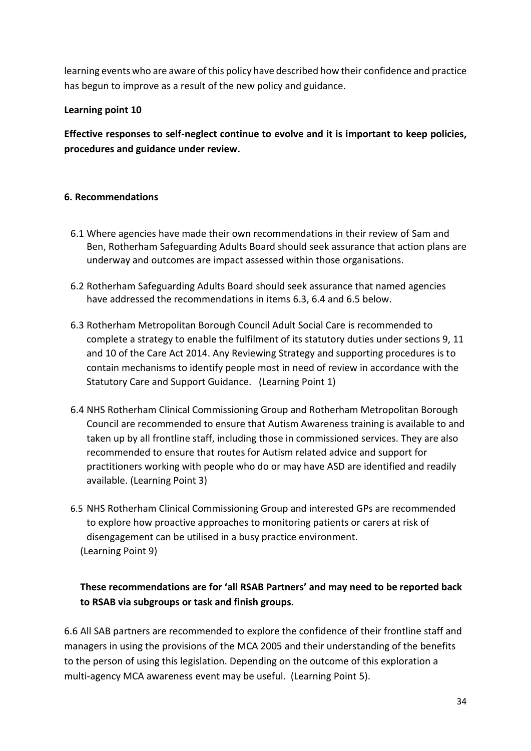learning events who are aware of this policy have described how their confidence and practice has begun to improve as a result of the new policy and guidance.

**Learning point 10**

**Effective responses to self-neglect continue to evolve and it is important to keep policies, procedures and guidance under review.**

## 6. Recommendations

6.1 Where agencies have made their own recommendations in their review of Sam and Ben, Rotherham Safeguarding Adults Board should seek assurance that action plans are underway and outcomes are impact assessed within those organisations.

6.2 Rotherham Safeguarding Adults Board should seek assurance that named agencies have addressed the recommendations in items 6.3, 6.4 and 6.5 below.

6.3 Rotherham Metropolitan Borough Council Adult Social Care is recommended to complete a strategy to enable the fulfilment of its statutory duties under sections 9, 11 and 10 of the Care Act 2014. Any Reviewing Strategy and supporting procedures is to contain mechanisms to identify people most in need of review in accordance with the Statutory Care and Support Guidance. (Learning Point 1)

6.4 NHS Rotherham Clinical Commissioning Group and Rotherham Metropolitan Borough Council are recommended to ensure that Autism Awareness training is available to and taken up by all frontline staff, including those in commissioned services. They are also recommended to ensure that routes for Autism related advice and support for practitioners working with people who do or may have ASD are identified and readily available. (Learning Point 3)

6.5 NHS Rotherham Clinical Commissioning Group and interested GPs are recommended to explore how proactive approaches to monitoring patients or carers at risk of disengagement can be utilised in a busy practice environment. (Learning Point 9)

**These recommendations are for 'all RSAB Partners' and may need to be reported back to RSAB via subgroups or task and finish groups.**

6.6 All SAB partners are recommended to explore the confidence of their frontline staff and managers in using the provisions of the MCA 2005 and their understanding of the benefits to the person of using this legislation. Depending on the outcome of this exploration a multi-agency MCA awareness event may be useful. (Learning Point 5).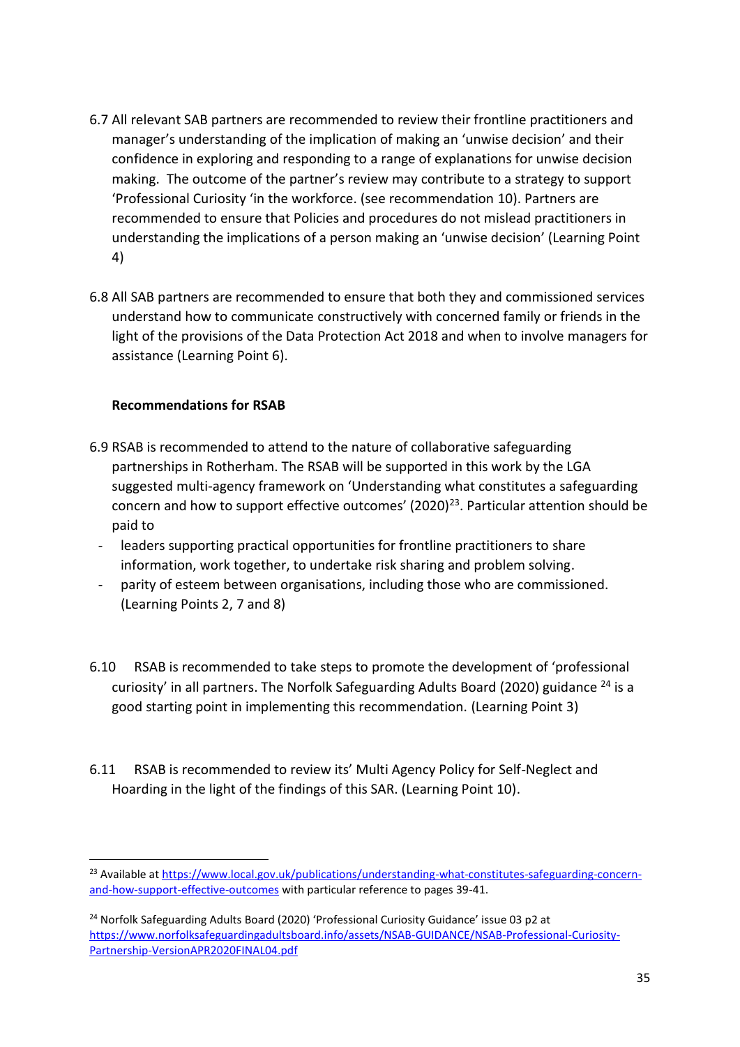6.7 All relevant SAB partners are recommended to review their frontline practitioners and manager's understanding of the implication of making an 'unwise decision' and their confidence in exploring and responding to a range of explanations for unwise decision making. The outcome of the partner's review may contribute to a strategy to support 'Professional Curiosity 'in the workforce. (see recommendation 10). Partners are recommended to ensure that Policies and procedures do not mislead practitioners in understanding the implications of a person making an 'unwise decision' (Learning Point 4)

6.8 All SAB partners are recommended to ensure that both they and commissioned services understand how to communicate constructively with concerned family or friends in the light of the provisions of the Data Protection Act 2018 and when to involve managers for assistance (Learning Point 6).

**Recommendations for RSAB**

6.9 RSAB is recommended to attend to the nature of collaborative safeguarding partnerships in Rotherham. The RSAB will be supported in this work by the LGA suggested multi-agency framework on 'Understanding what constitutes a safeguarding concern and how to support effective outcomes' (2020)[23]. Particular attention should be paid to

- leaders supporting practical opportunities for frontline practitioners to share information, work together, to undertake risk sharing and problem solving.
- parity of esteem between organisations, including those who are commissioned. (Learning Points 2, 7 and 8)

6.10 RSAB is recommended to take steps to promote the development of 'professional curiosity' in all partners. The Norfolk Safeguarding Adults Board (2020) guidance [24] is a good starting point in implementing this recommendation. (Learning Point 3)

6.11 RSAB is recommended to review its' Multi Agency Policy for Self-Neglect and Hoarding in the light of the findings of this SAR. (Learning Point 10).

---

[23] Available at https://www.local.gov.uk/publications/understanding-what-constitutes-safeguarding-concern-and-how-support-effective-outcomes with particular reference to pages 39-41.

[24] Norfolk Safeguarding Adults Board (2020) 'Professional Curiosity Guidance' issue 03 p2 at https://www.norfolksafeguardingadultsboard.info/assets/NSAB-GUIDANCE/NSAB-Professional-Curiosity-Partnership-VersionAPR2020FINAL04.pdf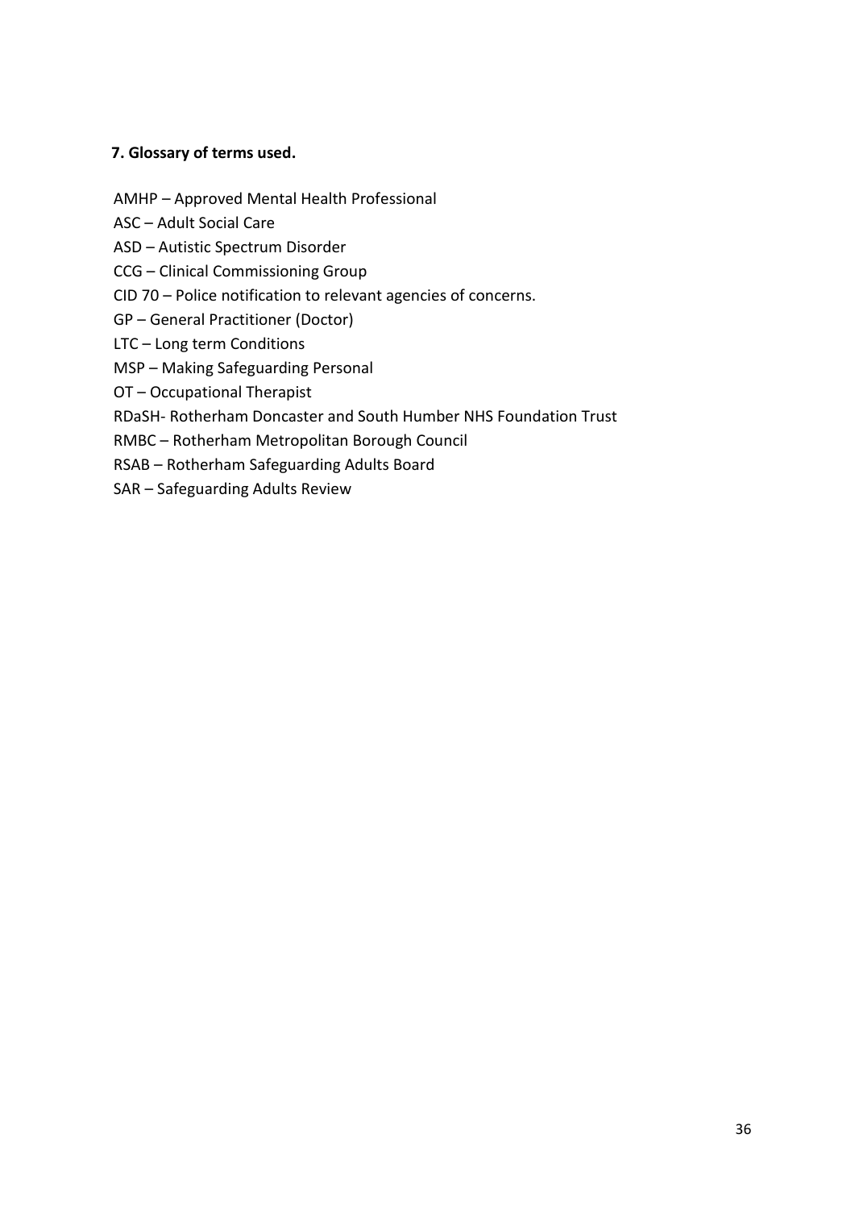## 7. Glossary of terms used.

AMHP – Approved Mental Health Professional

ASC – Adult Social Care

ASD – Autistic Spectrum Disorder

CCG – Clinical Commissioning Group

CID 70 – Police notification to relevant agencies of concerns.

GP – General Practitioner (Doctor)

LTC – Long term Conditions

MSP – Making Safeguarding Personal

OT – Occupational Therapist

RDaSH- Rotherham Doncaster and South Humber NHS Foundation Trust

RMBC – Rotherham Metropolitan Borough Council

RSAB – Rotherham Safeguarding Adults Board

SAR – Safeguarding Adults Review